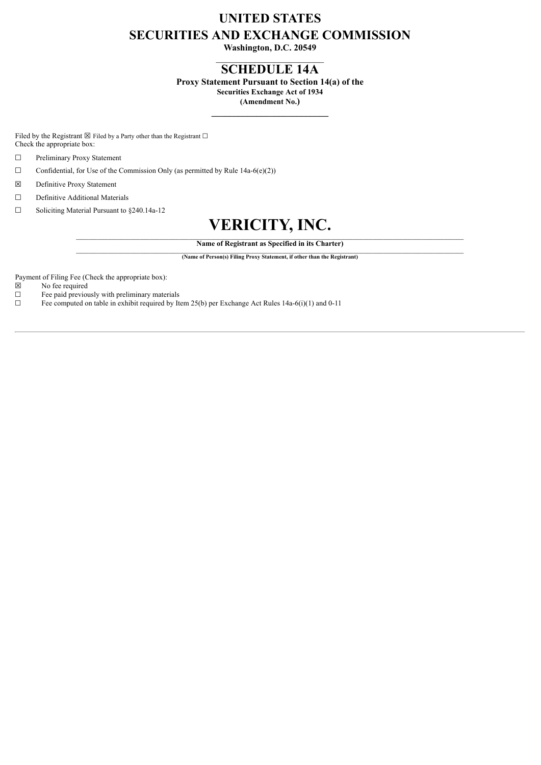# UNITED STATES
# SECURITIES AND EXCHANGE COMMISSION

**Washington, D.C. 20549**

## SCHEDULE 14A

**Proxy Statement Pursuant to Section 14(a) of the**
**Securities Exchange Act of 1934**
**(Amendment No.)**

Filed by the Registrant ☒ Filed by a Party other than the Registrant ☐
Check the appropriate box:

☐ Preliminary Proxy Statement

☐ Confidential, for Use of the Commission Only (as permitted by Rule 14a-6(e)(2))

☒ Definitive Proxy Statement

☐ Definitive Additional Materials

☐ Soliciting Material Pursuant to §240.14a-12

# VERICITY, INC.

**Name of Registrant as Specified in its Charter)**

**(Name of Person(s) Filing Proxy Statement, if other than the Registrant)**

Payment of Filing Fee (Check the appropriate box):

☒ No fee required

☐ Fee paid previously with preliminary materials

☐ Fee computed on table in exhibit required by Item 25(b) per Exchange Act Rules 14a-6(i)(1) and 0-11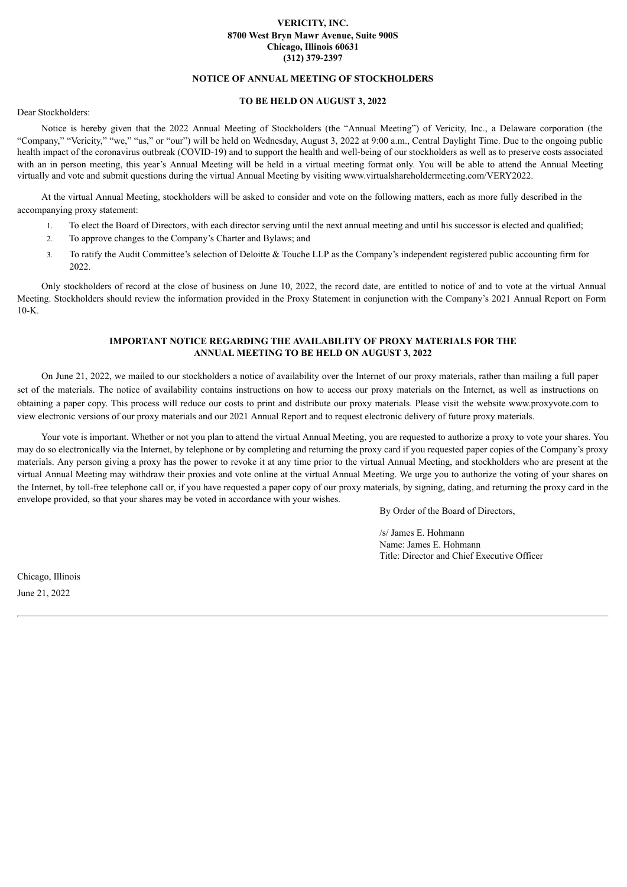**VERICITY, INC.**
**8700 West Bryn Mawr Avenue, Suite 900S**
**Chicago, Illinois 60631**
**(312) 379-2397**

**NOTICE OF ANNUAL MEETING OF STOCKHOLDERS**

**TO BE HELD ON AUGUST 3, 2022**

Dear Stockholders:

Notice is hereby given that the 2022 Annual Meeting of Stockholders (the "Annual Meeting") of Vericity, Inc., a Delaware corporation (the "Company," "Vericity," "we," "us," or "our") will be held on Wednesday, August 3, 2022 at 9:00 a.m., Central Daylight Time. Due to the ongoing public health impact of the coronavirus outbreak (COVID-19) and to support the health and well-being of our stockholders as well as to preserve costs associated with an in person meeting, this year's Annual Meeting will be held in a virtual meeting format only. You will be able to attend the Annual Meeting virtually and vote and submit questions during the virtual Annual Meeting by visiting www.virtualshareholdermeeting.com/VERY2022.

At the virtual Annual Meeting, stockholders will be asked to consider and vote on the following matters, each as more fully described in the accompanying proxy statement:

1. To elect the Board of Directors, with each director serving until the next annual meeting and until his successor is elected and qualified;
2. To approve changes to the Company's Charter and Bylaws; and
3. To ratify the Audit Committee's selection of Deloitte & Touche LLP as the Company's independent registered public accounting firm for 2022.

Only stockholders of record at the close of business on June 10, 2022, the record date, are entitled to notice of and to vote at the virtual Annual Meeting. Stockholders should review the information provided in the Proxy Statement in conjunction with the Company's 2021 Annual Report on Form 10-K.

**IMPORTANT NOTICE REGARDING THE AVAILABILITY OF PROXY MATERIALS FOR THE ANNUAL MEETING TO BE HELD ON AUGUST 3, 2022**

On June 21, 2022, we mailed to our stockholders a notice of availability over the Internet of our proxy materials, rather than mailing a full paper set of the materials. The notice of availability contains instructions on how to access our proxy materials on the Internet, as well as instructions on obtaining a paper copy. This process will reduce our costs to print and distribute our proxy materials. Please visit the website www.proxyvote.com to view electronic versions of our proxy materials and our 2021 Annual Report and to request electronic delivery of future proxy materials.

Your vote is important. Whether or not you plan to attend the virtual Annual Meeting, you are requested to authorize a proxy to vote your shares. You may do so electronically via the Internet, by telephone or by completing and returning the proxy card if you requested paper copies of the Company's proxy materials. Any person giving a proxy has the power to revoke it at any time prior to the virtual Annual Meeting, and stockholders who are present at the virtual Annual Meeting may withdraw their proxies and vote online at the virtual Annual Meeting. We urge you to authorize the voting of your shares on the Internet, by toll-free telephone call or, if you have requested a paper copy of our proxy materials, by signing, dating, and returning the proxy card in the envelope provided, so that your shares may be voted in accordance with your wishes.

By Order of the Board of Directors,

/s/ James E. Hohmann
Name: James E. Hohmann
Title: Director and Chief Executive Officer

Chicago, Illinois
June 21, 2022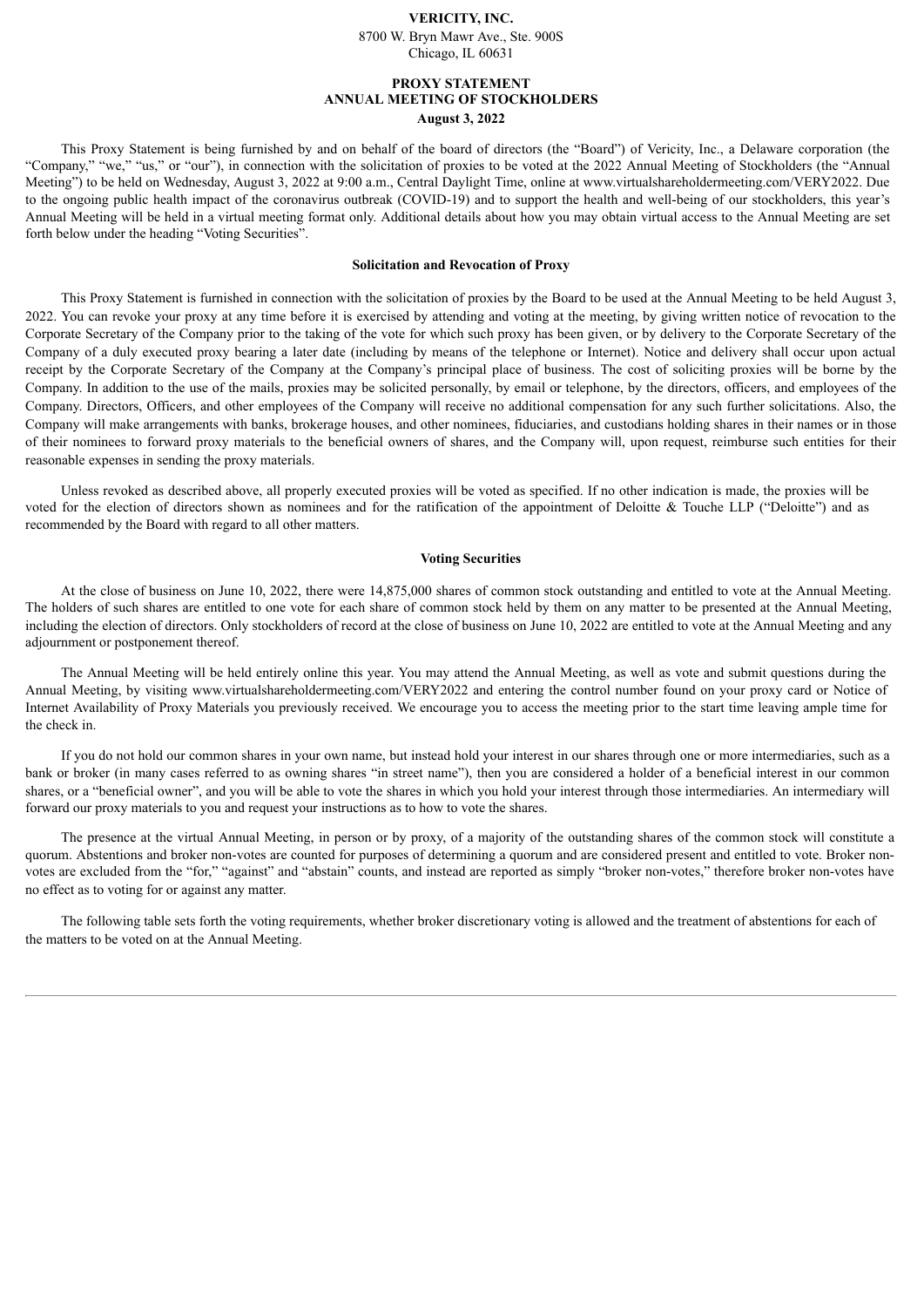**VERICITY, INC.**
8700 W. Bryn Mawr Ave., Ste. 900S
Chicago, IL 60631

# PROXY STATEMENT
## ANNUAL MEETING OF STOCKHOLDERS
**August 3, 2022**

This Proxy Statement is being furnished by and on behalf of the board of directors (the "Board") of Vericity, Inc., a Delaware corporation (the "Company," "we," "us," or "our"), in connection with the solicitation of proxies to be voted at the 2022 Annual Meeting of Stockholders (the "Annual Meeting") to be held on Wednesday, August 3, 2022 at 9:00 a.m., Central Daylight Time, online at www.virtualshareholdermeeting.com/VERY2022. Due to the ongoing public health impact of the coronavirus outbreak (COVID-19) and to support the health and well-being of our stockholders, this year's Annual Meeting will be held in a virtual meeting format only. Additional details about how you may obtain virtual access to the Annual Meeting are set forth below under the heading "Voting Securities".

### Solicitation and Revocation of Proxy

This Proxy Statement is furnished in connection with the solicitation of proxies by the Board to be used at the Annual Meeting to be held August 3, 2022. You can revoke your proxy at any time before it is exercised by attending and voting at the meeting, by giving written notice of revocation to the Corporate Secretary of the Company prior to the taking of the vote for which such proxy has been given, or by delivery to the Corporate Secretary of the Company of a duly executed proxy bearing a later date (including by means of the telephone or Internet). Notice and delivery shall occur upon actual receipt by the Corporate Secretary of the Company at the Company's principal place of business. The cost of soliciting proxies will be borne by the Company. In addition to the use of the mails, proxies may be solicited personally, by email or telephone, by the directors, officers, and employees of the Company. Directors, Officers, and other employees of the Company will receive no additional compensation for any such further solicitations. Also, the Company will make arrangements with banks, brokerage houses, and other nominees, fiduciaries, and custodians holding shares in their names or in those of their nominees to forward proxy materials to the beneficial owners of shares, and the Company will, upon request, reimburse such entities for their reasonable expenses in sending the proxy materials.

Unless revoked as described above, all properly executed proxies will be voted as specified. If no other indication is made, the proxies will be voted for the election of directors shown as nominees and for the ratification of the appointment of Deloitte & Touche LLP ("Deloitte") and as recommended by the Board with regard to all other matters.

### Voting Securities

At the close of business on June 10, 2022, there were 14,875,000 shares of common stock outstanding and entitled to vote at the Annual Meeting. The holders of such shares are entitled to one vote for each share of common stock held by them on any matter to be presented at the Annual Meeting, including the election of directors. Only stockholders of record at the close of business on June 10, 2022 are entitled to vote at the Annual Meeting and any adjournment or postponement thereof.

The Annual Meeting will be held entirely online this year. You may attend the Annual Meeting, as well as vote and submit questions during the Annual Meeting, by visiting www.virtualshareholdermeeting.com/VERY2022 and entering the control number found on your proxy card or Notice of Internet Availability of Proxy Materials you previously received. We encourage you to access the meeting prior to the start time leaving ample time for the check in.

If you do not hold our common shares in your own name, but instead hold your interest in our shares through one or more intermediaries, such as a bank or broker (in many cases referred to as owning shares "in street name"), then you are considered a holder of a beneficial interest in our common shares, or a "beneficial owner", and you will be able to vote the shares in which you hold your interest through those intermediaries. An intermediary will forward our proxy materials to you and request your instructions as to how to vote the shares.

The presence at the virtual Annual Meeting, in person or by proxy, of a majority of the outstanding shares of the common stock will constitute a quorum. Abstentions and broker non-votes are counted for purposes of determining a quorum and are considered present and entitled to vote. Broker non-votes are excluded from the "for," "against" and "abstain" counts, and instead are reported as simply "broker non-votes," therefore broker non-votes have no effect as to voting for or against any matter.

The following table sets forth the voting requirements, whether broker discretionary voting is allowed and the treatment of abstentions for each of the matters to be voted on at the Annual Meeting.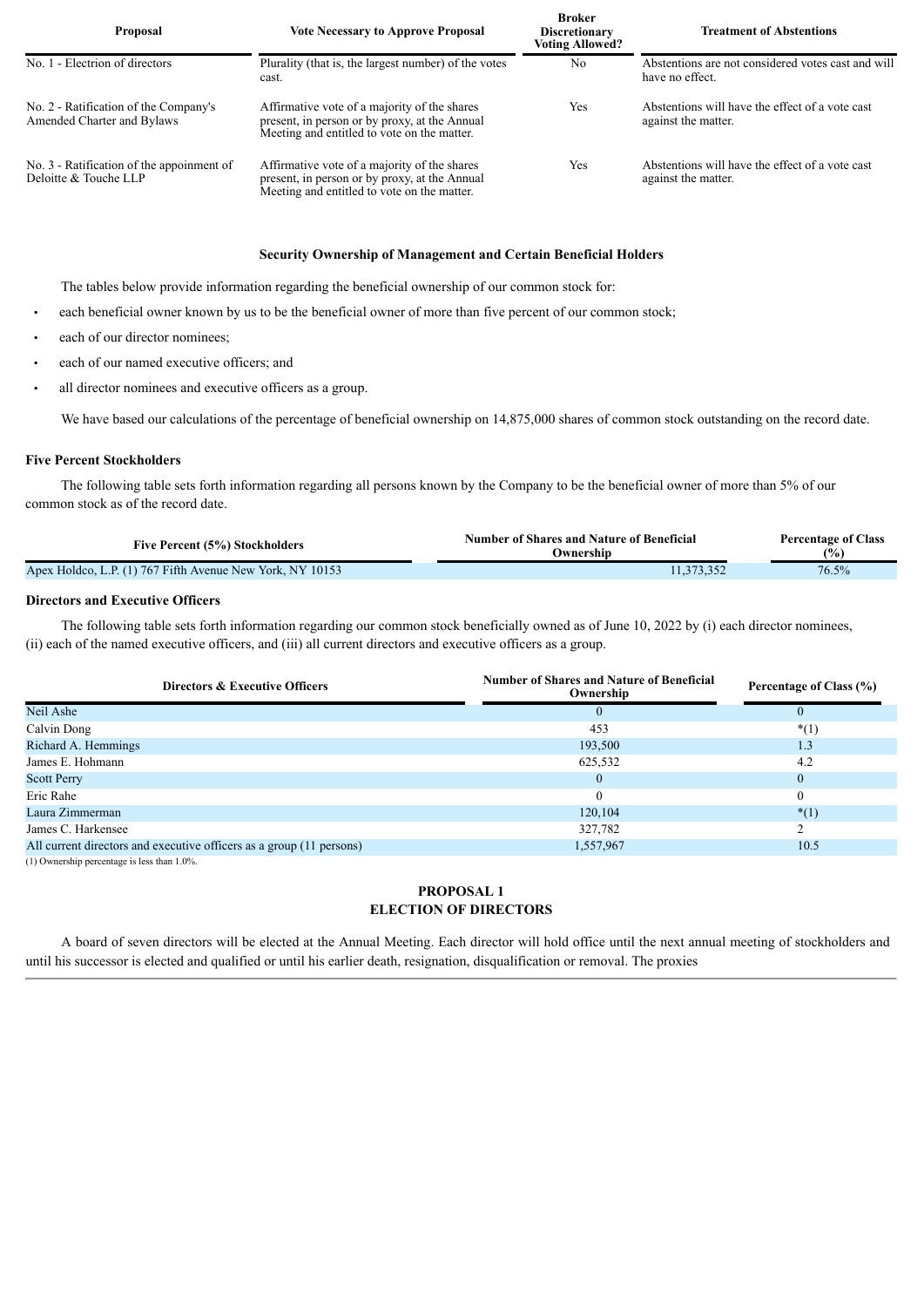| Proposal | Vote Necessary to Approve Proposal | Broker Discretionary Voting Allowed? | Treatment of Abstentions |
|---|---|---|---|
| No. 1 - Electrion of directors | Plurality (that is, the largest number) of the votes cast. | No | Abstentions are not considered votes cast and will have no effect. |
| No. 2 - Ratification of the Company's Amended Charter and Bylaws | Affirmative vote of a majority of the shares present, in person or by proxy, at the Annual Meeting and entitled to vote on the matter. | Yes | Abstentions will have the effect of a vote cast against the matter. |
| No. 3 - Ratification of the appoinment of Deloitte & Touche LLP | Affirmative vote of a majority of the shares present, in person or by proxy, at the Annual Meeting and entitled to vote on the matter. | Yes | Abstentions will have the effect of a vote cast against the matter. |

## Security Ownership of Management and Certain Beneficial Holders

The tables below provide information regarding the beneficial ownership of our common stock for:

- each beneficial owner known by us to be the beneficial owner of more than five percent of our common stock;
- each of our director nominees;
- each of our named executive officers; and
- all director nominees and executive officers as a group.

We have based our calculations of the percentage of beneficial ownership on 14,875,000 shares of common stock outstanding on the record date.

### Five Percent Stockholders

The following table sets forth information regarding all persons known by the Company to be the beneficial owner of more than 5% of our common stock as of the record date.

| Five Percent (5%) Stockholders | Number of Shares and Nature of Beneficial Ownership | Percentage of Class (%) |
|---|---|---|
| Apex Holdco, L.P. (1) 767 Fifth Avenue New York, NY 10153 | 11,373,352 | 76.5% |

### Directors and Executive Officers

The following table sets forth information regarding our common stock beneficially owned as of June 10, 2022 by (i) each director nominees, (ii) each of the named executive officers, and (iii) all current directors and executive officers as a group.

| Directors & Executive Officers | Number of Shares and Nature of Beneficial Ownership | Percentage of Class (%) |
|---|---|---|
| Neil Ashe | 0 | 0 |
| Calvin Dong | 453 | *(1) |
| Richard A. Hemmings | 193,500 | 1.3 |
| James E. Hohmann | 625,532 | 4.2 |
| Scott Perry | 0 | 0 |
| Eric Rahe | 0 | 0 |
| Laura Zimmerman | 120,104 | *(1) |
| James C. Harkensee | 327,782 | 2 |
| All current directors and executive officers as a group (11 persons) | 1,557,967 | 10.5 |

(1) Ownership percentage is less than 1.0%.

## PROPOSAL 1
## ELECTION OF DIRECTORS

A board of seven directors will be elected at the Annual Meeting. Each director will hold office until the next annual meeting of stockholders and until his successor is elected and qualified or until his earlier death, resignation, disqualification or removal. The proxies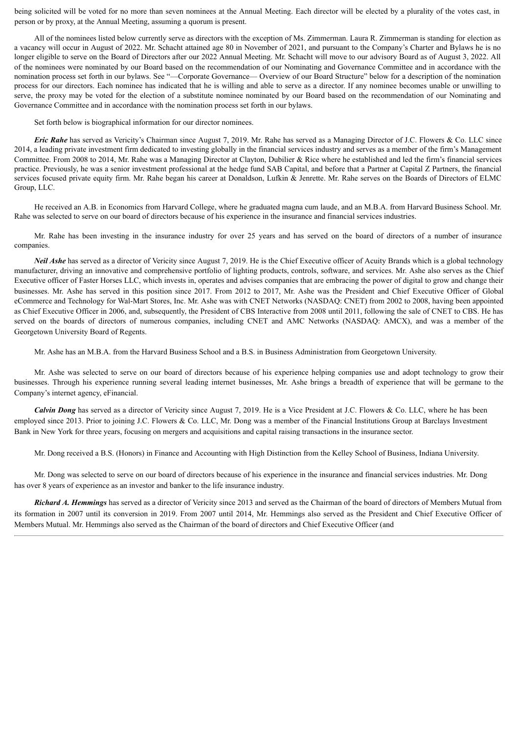being solicited will be voted for no more than seven nominees at the Annual Meeting. Each director will be elected by a plurality of the votes cast, in person or by proxy, at the Annual Meeting, assuming a quorum is present.

All of the nominees listed below currently serve as directors with the exception of Ms. Zimmerman. Laura R. Zimmerman is standing for election as a vacancy will occur in August of 2022. Mr. Schacht attained age 80 in November of 2021, and pursuant to the Company's Charter and Bylaws he is no longer eligible to serve on the Board of Directors after our 2022 Annual Meeting. Mr. Schacht will move to our advisory Board as of August 3, 2022. All of the nominees were nominated by our Board based on the recommendation of our Nominating and Governance Committee and in accordance with the nomination process set forth in our bylaws. See "—Corporate Governance— Overview of our Board Structure" below for a description of the nomination process for our directors. Each nominee has indicated that he is willing and able to serve as a director. If any nominee becomes unable or unwilling to serve, the proxy may be voted for the election of a substitute nominee nominated by our Board based on the recommendation of our Nominating and Governance Committee and in accordance with the nomination process set forth in our bylaws.

Set forth below is biographical information for our director nominees.

***Eric Rahe*** has served as Vericity's Chairman since August 7, 2019. Mr. Rahe has served as a Managing Director of J.C. Flowers & Co. LLC since 2014, a leading private investment firm dedicated to investing globally in the financial services industry and serves as a member of the firm's Management Committee. From 2008 to 2014, Mr. Rahe was a Managing Director at Clayton, Dubilier & Rice where he established and led the firm's financial services practice. Previously, he was a senior investment professional at the hedge fund SAB Capital, and before that a Partner at Capital Z Partners, the financial services focused private equity firm. Mr. Rahe began his career at Donaldson, Lufkin & Jenrette. Mr. Rahe serves on the Boards of Directors of ELMC Group, LLC.

He received an A.B. in Economics from Harvard College, where he graduated magna cum laude, and an M.B.A. from Harvard Business School. Mr. Rahe was selected to serve on our board of directors because of his experience in the insurance and financial services industries.

Mr. Rahe has been investing in the insurance industry for over 25 years and has served on the board of directors of a number of insurance companies.

***Neil Ashe*** has served as a director of Vericity since August 7, 2019. He is the Chief Executive officer of Acuity Brands which is a global technology manufacturer, driving an innovative and comprehensive portfolio of lighting products, controls, software, and services. Mr. Ashe also serves as the Chief Executive officer of Faster Horses LLC, which invests in, operates and advises companies that are embracing the power of digital to grow and change their businesses. Mr. Ashe has served in this position since 2017. From 2012 to 2017, Mr. Ashe was the President and Chief Executive Officer of Global eCommerce and Technology for Wal-Mart Stores, Inc. Mr. Ashe was with CNET Networks (NASDAQ: CNET) from 2002 to 2008, having been appointed as Chief Executive Officer in 2006, and, subsequently, the President of CBS Interactive from 2008 until 2011, following the sale of CNET to CBS. He has served on the boards of directors of numerous companies, including CNET and AMC Networks (NASDAQ: AMCX), and was a member of the Georgetown University Board of Regents.

Mr. Ashe has an M.B.A. from the Harvard Business School and a B.S. in Business Administration from Georgetown University.

Mr. Ashe was selected to serve on our board of directors because of his experience helping companies use and adopt technology to grow their businesses. Through his experience running several leading internet businesses, Mr. Ashe brings a breadth of experience that will be germane to the Company's internet agency, eFinancial.

***Calvin Dong*** has served as a director of Vericity since August 7, 2019. He is a Vice President at J.C. Flowers & Co. LLC, where he has been employed since 2013. Prior to joining J.C. Flowers & Co. LLC, Mr. Dong was a member of the Financial Institutions Group at Barclays Investment Bank in New York for three years, focusing on mergers and acquisitions and capital raising transactions in the insurance sector.

Mr. Dong received a B.S. (Honors) in Finance and Accounting with High Distinction from the Kelley School of Business, Indiana University.

Mr. Dong was selected to serve on our board of directors because of his experience in the insurance and financial services industries. Mr. Dong has over 8 years of experience as an investor and banker to the life insurance industry.

***Richard A. Hemmings*** has served as a director of Vericity since 2013 and served as the Chairman of the board of directors of Members Mutual from its formation in 2007 until its conversion in 2019. From 2007 until 2014, Mr. Hemmings also served as the President and Chief Executive Officer of Members Mutual. Mr. Hemmings also served as the Chairman of the board of directors and Chief Executive Officer (and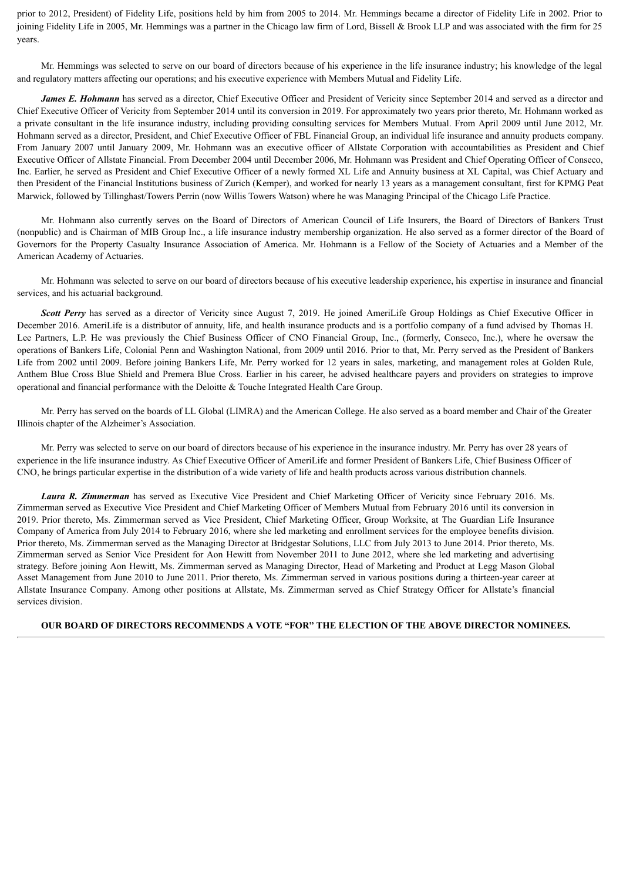prior to 2012, President) of Fidelity Life, positions held by him from 2005 to 2014. Mr. Hemmings became a director of Fidelity Life in 2002. Prior to joining Fidelity Life in 2005, Mr. Hemmings was a partner in the Chicago law firm of Lord, Bissell & Brook LLP and was associated with the firm for 25 years.

Mr. Hemmings was selected to serve on our board of directors because of his experience in the life insurance industry; his knowledge of the legal and regulatory matters affecting our operations; and his executive experience with Members Mutual and Fidelity Life.

***James E. Hohmann*** has served as a director, Chief Executive Officer and President of Vericity since September 2014 and served as a director and Chief Executive Officer of Vericity from September 2014 until its conversion in 2019. For approximately two years prior thereto, Mr. Hohmann worked as a private consultant in the life insurance industry, including providing consulting services for Members Mutual. From April 2009 until June 2012, Mr. Hohmann served as a director, President, and Chief Executive Officer of FBL Financial Group, an individual life insurance and annuity products company. From January 2007 until January 2009, Mr. Hohmann was an executive officer of Allstate Corporation with accountabilities as President and Chief Executive Officer of Allstate Financial. From December 2004 until December 2006, Mr. Hohmann was President and Chief Operating Officer of Conseco, Inc. Earlier, he served as President and Chief Executive Officer of a newly formed XL Life and Annuity business at XL Capital, was Chief Actuary and then President of the Financial Institutions business of Zurich (Kemper), and worked for nearly 13 years as a management consultant, first for KPMG Peat Marwick, followed by Tillinghast/Towers Perrin (now Willis Towers Watson) where he was Managing Principal of the Chicago Life Practice.

Mr. Hohmann also currently serves on the Board of Directors of American Council of Life Insurers, the Board of Directors of Bankers Trust (nonpublic) and is Chairman of MIB Group Inc., a life insurance industry membership organization. He also served as a former director of the Board of Governors for the Property Casualty Insurance Association of America. Mr. Hohmann is a Fellow of the Society of Actuaries and a Member of the American Academy of Actuaries.

Mr. Hohmann was selected to serve on our board of directors because of his executive leadership experience, his expertise in insurance and financial services, and his actuarial background.

***Scott Perry*** has served as a director of Vericity since August 7, 2019. He joined AmeriLife Group Holdings as Chief Executive Officer in December 2016. AmeriLife is a distributor of annuity, life, and health insurance products and is a portfolio company of a fund advised by Thomas H. Lee Partners, L.P. He was previously the Chief Business Officer of CNO Financial Group, Inc., (formerly, Conseco, Inc.), where he oversaw the operations of Bankers Life, Colonial Penn and Washington National, from 2009 until 2016. Prior to that, Mr. Perry served as the President of Bankers Life from 2002 until 2009. Before joining Bankers Life, Mr. Perry worked for 12 years in sales, marketing, and management roles at Golden Rule, Anthem Blue Cross Blue Shield and Premera Blue Cross. Earlier in his career, he advised healthcare payers and providers on strategies to improve operational and financial performance with the Deloitte & Touche Integrated Health Care Group.

Mr. Perry has served on the boards of LL Global (LIMRA) and the American College. He also served as a board member and Chair of the Greater Illinois chapter of the Alzheimer's Association.

Mr. Perry was selected to serve on our board of directors because of his experience in the insurance industry. Mr. Perry has over 28 years of experience in the life insurance industry. As Chief Executive Officer of AmeriLife and former President of Bankers Life, Chief Business Officer of CNO, he brings particular expertise in the distribution of a wide variety of life and health products across various distribution channels.

***Laura R. Zimmerman*** has served as Executive Vice President and Chief Marketing Officer of Vericity since February 2016. Ms. Zimmerman served as Executive Vice President and Chief Marketing Officer of Members Mutual from February 2016 until its conversion in 2019. Prior thereto, Ms. Zimmerman served as Vice President, Chief Marketing Officer, Group Worksite, at The Guardian Life Insurance Company of America from July 2014 to February 2016, where she led marketing and enrollment services for the employee benefits division. Prior thereto, Ms. Zimmerman served as the Managing Director at Bridgestar Solutions, LLC from July 2013 to June 2014. Prior thereto, Ms. Zimmerman served as Senior Vice President for Aon Hewitt from November 2011 to June 2012, where she led marketing and advertising strategy. Before joining Aon Hewitt, Ms. Zimmerman served as Managing Director, Head of Marketing and Product at Legg Mason Global Asset Management from June 2010 to June 2011. Prior thereto, Ms. Zimmerman served in various positions during a thirteen-year career at Allstate Insurance Company. Among other positions at Allstate, Ms. Zimmerman served as Chief Strategy Officer for Allstate's financial services division.

**OUR BOARD OF DIRECTORS RECOMMENDS A VOTE "FOR" THE ELECTION OF THE ABOVE DIRECTOR NOMINEES.**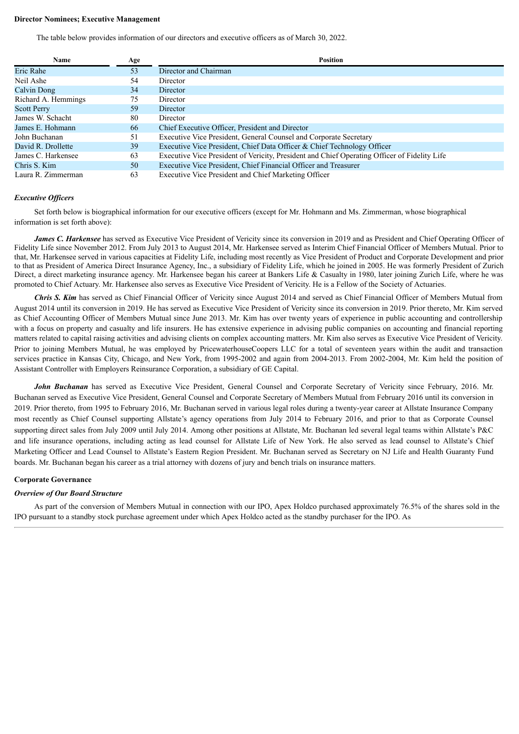**Director Nominees; Executive Management**

The table below provides information of our directors and executive officers as of March 30, 2022.

| Name | Age | Position |
| --- | --- | --- |
| Eric Rahe | 53 | Director and Chairman |
| Neil Ashe | 54 | Director |
| Calvin Dong | 34 | Director |
| Richard A. Hemmings | 75 | Director |
| Scott Perry | 59 | Director |
| James W. Schacht | 80 | Director |
| James E. Hohmann | 66 | Chief Executive Officer, President and Director |
| John Buchanan | 51 | Executive Vice President, General Counsel and Corporate Secretary |
| David R. Drollette | 39 | Executive Vice President, Chief Data Officer & Chief Technology Officer |
| James C. Harkensee | 63 | Executive Vice President of Vericity, President and Chief Operating Officer of Fidelity Life |
| Chris S. Kim | 50 | Executive Vice President, Chief Financial Officer and Treasurer |
| Laura R. Zimmerman | 63 | Executive Vice President and Chief Marketing Officer |

***Executive Officers***

Set forth below is biographical information for our executive officers (except for Mr. Hohmann and Ms. Zimmerman, whose biographical information is set forth above):

***James C. Harkensee*** has served as Executive Vice President of Vericity since its conversion in 2019 and as President and Chief Operating Officer of Fidelity Life since November 2012. From July 2013 to August 2014, Mr. Harkensee served as Interim Chief Financial Officer of Members Mutual. Prior to that, Mr. Harkensee served in various capacities at Fidelity Life, including most recently as Vice President of Product and Corporate Development and prior to that as President of America Direct Insurance Agency, Inc., a subsidiary of Fidelity Life, which he joined in 2005. He was formerly President of Zurich Direct, a direct marketing insurance agency. Mr. Harkensee began his career at Bankers Life & Casualty in 1980, later joining Zurich Life, where he was promoted to Chief Actuary. Mr. Harkensee also serves as Executive Vice President of Vericity. He is a Fellow of the Society of Actuaries.

***Chris S. Kim*** has served as Chief Financial Officer of Vericity since August 2014 and served as Chief Financial Officer of Members Mutual from August 2014 until its conversion in 2019. He has served as Executive Vice President of Vericity since its conversion in 2019. Prior thereto, Mr. Kim served as Chief Accounting Officer of Members Mutual since June 2013. Mr. Kim has over twenty years of experience in public accounting and controllership with a focus on property and casualty and life insurers. He has extensive experience in advising public companies on accounting and financial reporting matters related to capital raising activities and advising clients on complex accounting matters. Mr. Kim also serves as Executive Vice President of Vericity. Prior to joining Members Mutual, he was employed by PricewaterhouseCoopers LLC for a total of seventeen years within the audit and transaction services practice in Kansas City, Chicago, and New York, from 1995-2002 and again from 2004-2013. From 2002-2004, Mr. Kim held the position of Assistant Controller with Employers Reinsurance Corporation, a subsidiary of GE Capital.

***John Buchanan*** has served as Executive Vice President, General Counsel and Corporate Secretary of Vericity since February, 2016. Mr. Buchanan served as Executive Vice President, General Counsel and Corporate Secretary of Members Mutual from February 2016 until its conversion in 2019. Prior thereto, from 1995 to February 2016, Mr. Buchanan served in various legal roles during a twenty-year career at Allstate Insurance Company most recently as Chief Counsel supporting Allstate's agency operations from July 2014 to February 2016, and prior to that as Corporate Counsel supporting direct sales from July 2009 until July 2014. Among other positions at Allstate, Mr. Buchanan led several legal teams within Allstate's P&C and life insurance operations, including acting as lead counsel for Allstate Life of New York. He also served as lead counsel to Allstate's Chief Marketing Officer and Lead Counsel to Allstate's Eastern Region President. Mr. Buchanan served as Secretary on NJ Life and Health Guaranty Fund boards. Mr. Buchanan began his career as a trial attorney with dozens of jury and bench trials on insurance matters.

**Corporate Governance**

***Overview of Our Board Structure***

As part of the conversion of Members Mutual in connection with our IPO, Apex Holdco purchased approximately 76.5% of the shares sold in the IPO pursuant to a standby stock purchase agreement under which Apex Holdco acted as the standby purchaser for the IPO. As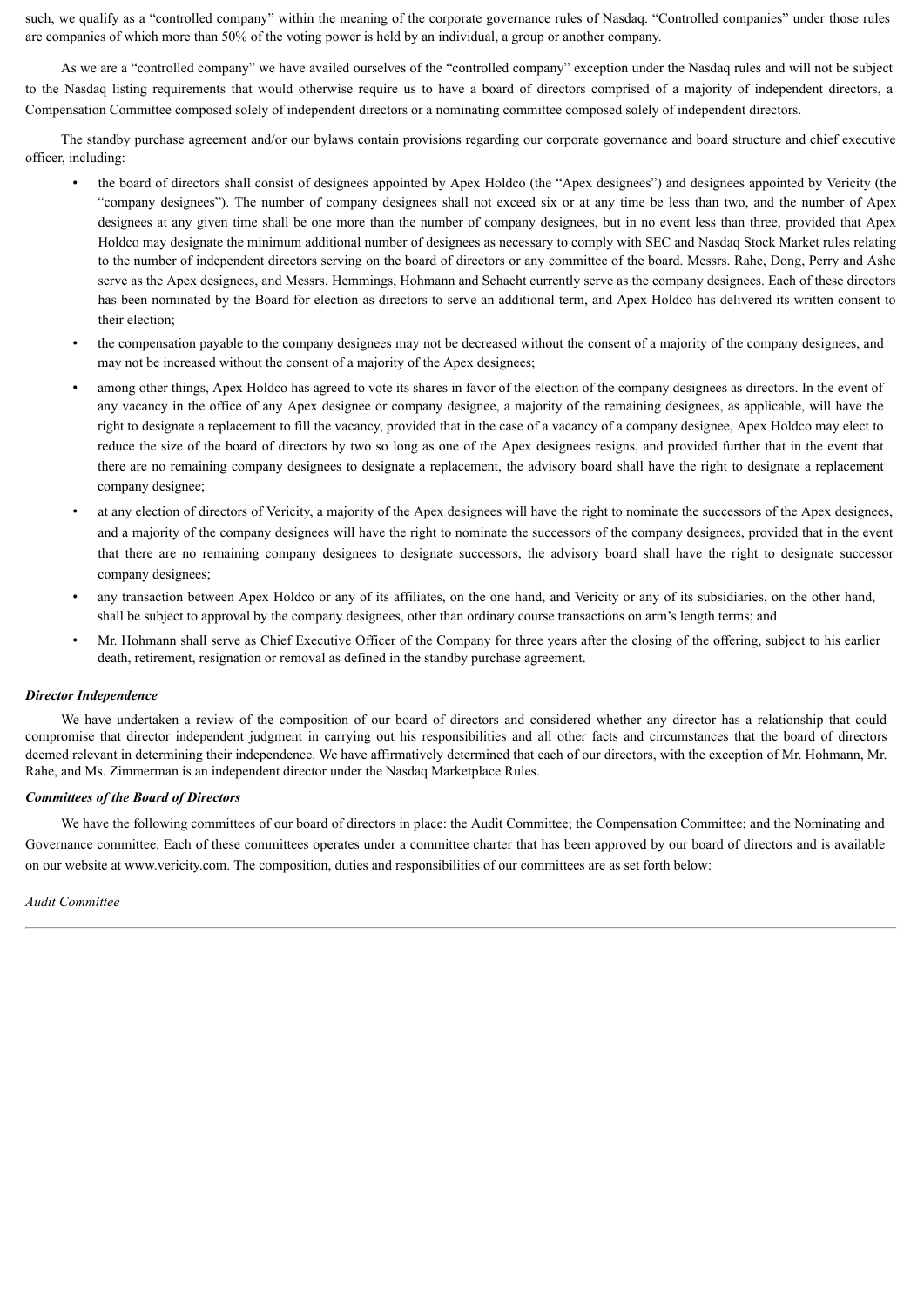such, we qualify as a "controlled company" within the meaning of the corporate governance rules of Nasdaq. "Controlled companies" under those rules are companies of which more than 50% of the voting power is held by an individual, a group or another company.

As we are a "controlled company" we have availed ourselves of the "controlled company" exception under the Nasdaq rules and will not be subject to the Nasdaq listing requirements that would otherwise require us to have a board of directors comprised of a majority of independent directors, a Compensation Committee composed solely of independent directors or a nominating committee composed solely of independent directors.

The standby purchase agreement and/or our bylaws contain provisions regarding our corporate governance and board structure and chief executive officer, including:

- the board of directors shall consist of designees appointed by Apex Holdco (the "Apex designees") and designees appointed by Vericity (the "company designees"). The number of company designees shall not exceed six or at any time be less than two, and the number of Apex designees at any given time shall be one more than the number of company designees, but in no event less than three, provided that Apex Holdco may designate the minimum additional number of designees as necessary to comply with SEC and Nasdaq Stock Market rules relating to the number of independent directors serving on the board of directors or any committee of the board. Messrs. Rahe, Dong, Perry and Ashe serve as the Apex designees, and Messrs. Hemmings, Hohmann and Schacht currently serve as the company designees. Each of these directors has been nominated by the Board for election as directors to serve an additional term, and Apex Holdco has delivered its written consent to their election;
- the compensation payable to the company designees may not be decreased without the consent of a majority of the company designees, and may not be increased without the consent of a majority of the Apex designees;
- among other things, Apex Holdco has agreed to vote its shares in favor of the election of the company designees as directors. In the event of any vacancy in the office of any Apex designee or company designee, a majority of the remaining designees, as applicable, will have the right to designate a replacement to fill the vacancy, provided that in the case of a vacancy of a company designee, Apex Holdco may elect to reduce the size of the board of directors by two so long as one of the Apex designees resigns, and provided further that in the event that there are no remaining company designees to designate a replacement, the advisory board shall have the right to designate a replacement company designee;
- at any election of directors of Vericity, a majority of the Apex designees will have the right to nominate the successors of the Apex designees, and a majority of the company designees will have the right to nominate the successors of the company designees, provided that in the event that there are no remaining company designees to designate successors, the advisory board shall have the right to designate successor company designees;
- any transaction between Apex Holdco or any of its affiliates, on the one hand, and Vericity or any of its subsidiaries, on the other hand, shall be subject to approval by the company designees, other than ordinary course transactions on arm's length terms; and
- Mr. Hohmann shall serve as Chief Executive Officer of the Company for three years after the closing of the offering, subject to his earlier death, retirement, resignation or removal as defined in the standby purchase agreement.

***Director Independence***

We have undertaken a review of the composition of our board of directors and considered whether any director has a relationship that could compromise that director independent judgment in carrying out his responsibilities and all other facts and circumstances that the board of directors deemed relevant in determining their independence. We have affirmatively determined that each of our directors, with the exception of Mr. Hohmann, Mr. Rahe, and Ms. Zimmerman is an independent director under the Nasdaq Marketplace Rules.

***Committees of the Board of Directors***

We have the following committees of our board of directors in place: the Audit Committee; the Compensation Committee; and the Nominating and Governance committee. Each of these committees operates under a committee charter that has been approved by our board of directors and is available on our website at www.vericity.com. The composition, duties and responsibilities of our committees are as set forth below:

*Audit Committee*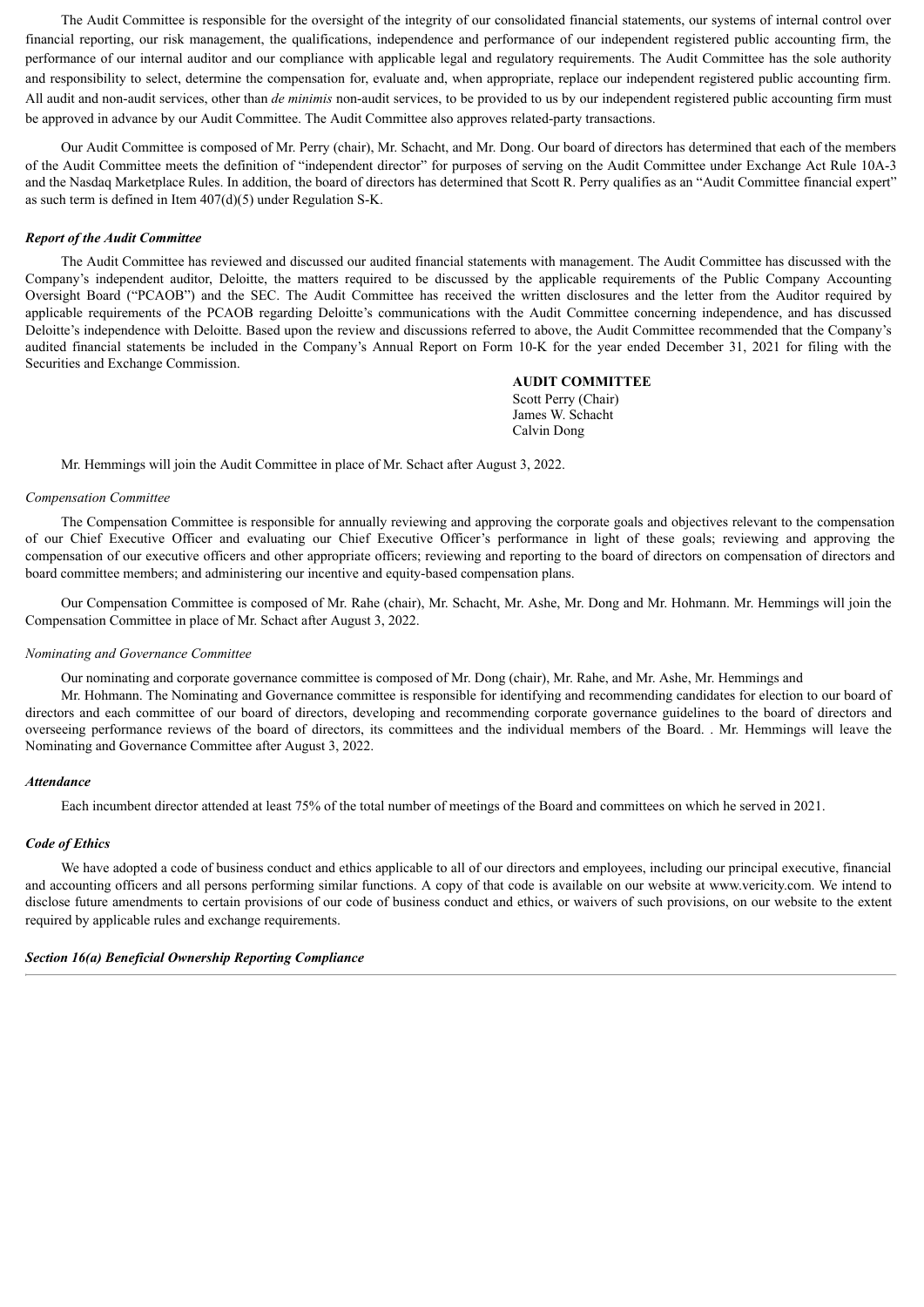The Audit Committee is responsible for the oversight of the integrity of our consolidated financial statements, our systems of internal control over financial reporting, our risk management, the qualifications, independence and performance of our independent registered public accounting firm, the performance of our internal auditor and our compliance with applicable legal and regulatory requirements. The Audit Committee has the sole authority and responsibility to select, determine the compensation for, evaluate and, when appropriate, replace our independent registered public accounting firm. All audit and non-audit services, other than *de minimis* non-audit services, to be provided to us by our independent registered public accounting firm must be approved in advance by our Audit Committee. The Audit Committee also approves related-party transactions.

Our Audit Committee is composed of Mr. Perry (chair), Mr. Schacht, and Mr. Dong. Our board of directors has determined that each of the members of the Audit Committee meets the definition of "independent director" for purposes of serving on the Audit Committee under Exchange Act Rule 10A-3 and the Nasdaq Marketplace Rules. In addition, the board of directors has determined that Scott R. Perry qualifies as an "Audit Committee financial expert" as such term is defined in Item 407(d)(5) under Regulation S-K.

***Report of the Audit Committee***

The Audit Committee has reviewed and discussed our audited financial statements with management. The Audit Committee has discussed with the Company's independent auditor, Deloitte, the matters required to be discussed by the applicable requirements of the Public Company Accounting Oversight Board ("PCAOB") and the SEC. The Audit Committee has received the written disclosures and the letter from the Auditor required by applicable requirements of the PCAOB regarding Deloitte's communications with the Audit Committee concerning independence, and has discussed Deloitte's independence with Deloitte. Based upon the review and discussions referred to above, the Audit Committee recommended that the Company's audited financial statements be included in the Company's Annual Report on Form 10-K for the year ended December 31, 2021 for filing with the Securities and Exchange Commission.

**AUDIT COMMITTEE**
Scott Perry (Chair)
James W. Schacht
Calvin Dong

Mr. Hemmings will join the Audit Committee in place of Mr. Schact after August 3, 2022.

*Compensation Committee*

The Compensation Committee is responsible for annually reviewing and approving the corporate goals and objectives relevant to the compensation of our Chief Executive Officer and evaluating our Chief Executive Officer's performance in light of these goals; reviewing and approving the compensation of our executive officers and other appropriate officers; reviewing and reporting to the board of directors on compensation of directors and board committee members; and administering our incentive and equity-based compensation plans.

Our Compensation Committee is composed of Mr. Rahe (chair), Mr. Schacht, Mr. Ashe, Mr. Dong and Mr. Hohmann. Mr. Hemmings will join the Compensation Committee in place of Mr. Schact after August 3, 2022.

*Nominating and Governance Committee*

Our nominating and corporate governance committee is composed of Mr. Dong (chair), Mr. Rahe, and Mr. Ashe, Mr. Hemmings and Mr. Hohmann. The Nominating and Governance committee is responsible for identifying and recommending candidates for election to our board of directors and each committee of our board of directors, developing and recommending corporate governance guidelines to the board of directors and overseeing performance reviews of the board of directors, its committees and the individual members of the Board. . Mr. Hemmings will leave the Nominating and Governance Committee after August 3, 2022.

***Attendance***

Each incumbent director attended at least 75% of the total number of meetings of the Board and committees on which he served in 2021.

***Code of Ethics***

We have adopted a code of business conduct and ethics applicable to all of our directors and employees, including our principal executive, financial and accounting officers and all persons performing similar functions. A copy of that code is available on our website at www.vericity.com. We intend to disclose future amendments to certain provisions of our code of business conduct and ethics, or waivers of such provisions, on our website to the extent required by applicable rules and exchange requirements.

***Section 16(a) Beneficial Ownership Reporting Compliance***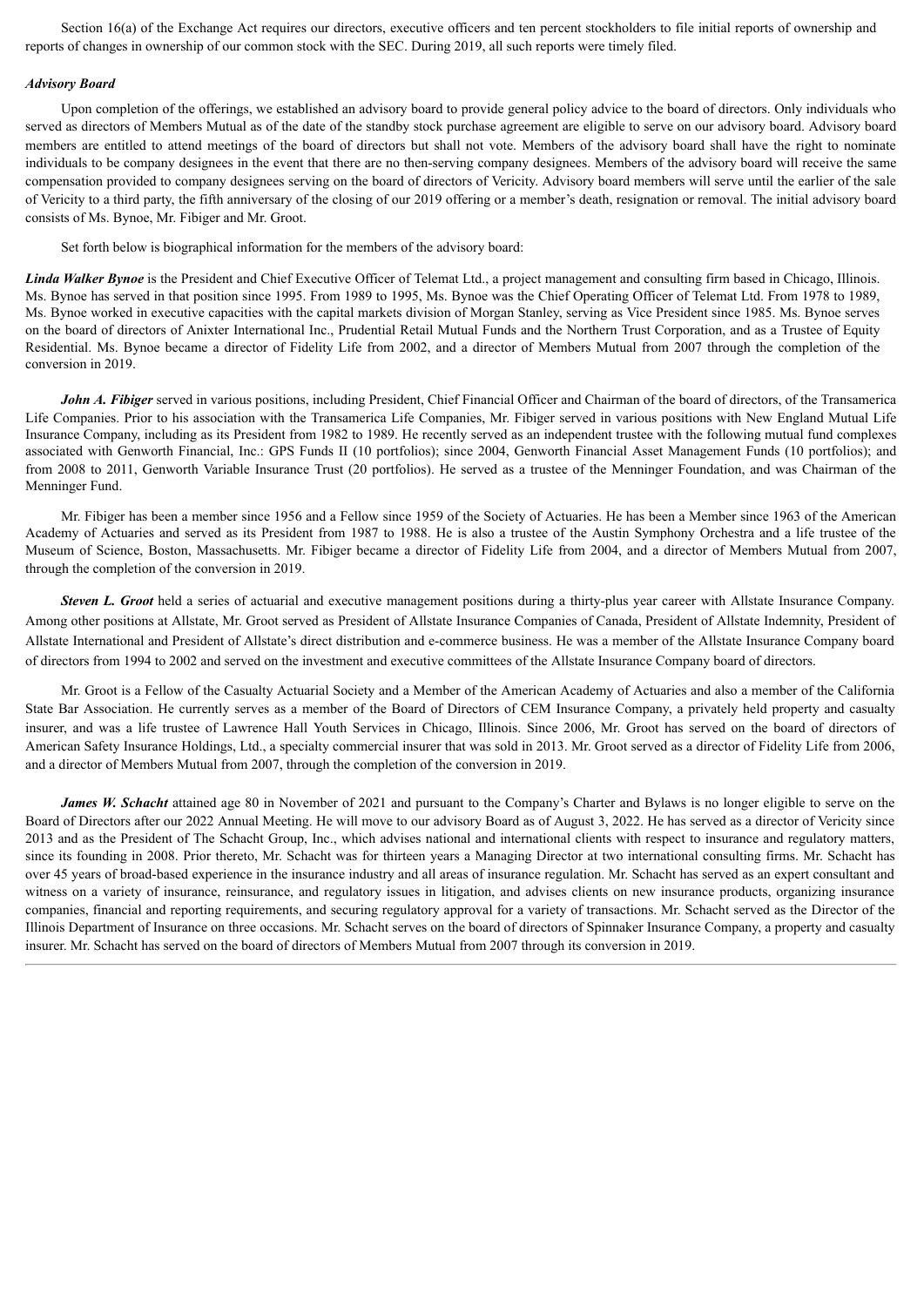Section 16(a) of the Exchange Act requires our directors, executive officers and ten percent stockholders to file initial reports of ownership and reports of changes in ownership of our common stock with the SEC. During 2019, all such reports were timely filed.

### *Advisory Board*

Upon completion of the offerings, we established an advisory board to provide general policy advice to the board of directors. Only individuals who served as directors of Members Mutual as of the date of the standby stock purchase agreement are eligible to serve on our advisory board. Advisory board members are entitled to attend meetings of the board of directors but shall not vote. Members of the advisory board shall have the right to nominate individuals to be company designees in the event that there are no then-serving company designees. Members of the advisory board will receive the same compensation provided to company designees serving on the board of directors of Vericity. Advisory board members will serve until the earlier of the sale of Vericity to a third party, the fifth anniversary of the closing of our 2019 offering or a member's death, resignation or removal. The initial advisory board consists of Ms. Bynoe, Mr. Fibiger and Mr. Groot.

Set forth below is biographical information for the members of the advisory board:

***Linda Walker Bynoe*** is the President and Chief Executive Officer of Telemat Ltd., a project management and consulting firm based in Chicago, Illinois. Ms. Bynoe has served in that position since 1995. From 1989 to 1995, Ms. Bynoe was the Chief Operating Officer of Telemat Ltd. From 1978 to 1989, Ms. Bynoe worked in executive capacities with the capital markets division of Morgan Stanley, serving as Vice President since 1985. Ms. Bynoe serves on the board of directors of Anixter International Inc., Prudential Retail Mutual Funds and the Northern Trust Corporation, and as a Trustee of Equity Residential. Ms. Bynoe became a director of Fidelity Life from 2002, and a director of Members Mutual from 2007 through the completion of the conversion in 2019.

***John A. Fibiger*** served in various positions, including President, Chief Financial Officer and Chairman of the board of directors, of the Transamerica Life Companies. Prior to his association with the Transamerica Life Companies, Mr. Fibiger served in various positions with New England Mutual Life Insurance Company, including as its President from 1982 to 1989. He recently served as an independent trustee with the following mutual fund complexes associated with Genworth Financial, Inc.: GPS Funds II (10 portfolios); since 2004, Genworth Financial Asset Management Funds (10 portfolios); and from 2008 to 2011, Genworth Variable Insurance Trust (20 portfolios). He served as a trustee of the Menninger Foundation, and was Chairman of the Menninger Fund.

Mr. Fibiger has been a member since 1956 and a Fellow since 1959 of the Society of Actuaries. He has been a Member since 1963 of the American Academy of Actuaries and served as its President from 1987 to 1988. He is also a trustee of the Austin Symphony Orchestra and a life trustee of the Museum of Science, Boston, Massachusetts. Mr. Fibiger became a director of Fidelity Life from 2004, and a director of Members Mutual from 2007, through the completion of the conversion in 2019.

***Steven L. Groot*** held a series of actuarial and executive management positions during a thirty-plus year career with Allstate Insurance Company. Among other positions at Allstate, Mr. Groot served as President of Allstate Insurance Companies of Canada, President of Allstate Indemnity, President of Allstate International and President of Allstate's direct distribution and e-commerce business. He was a member of the Allstate Insurance Company board of directors from 1994 to 2002 and served on the investment and executive committees of the Allstate Insurance Company board of directors.

Mr. Groot is a Fellow of the Casualty Actuarial Society and a Member of the American Academy of Actuaries and also a member of the California State Bar Association. He currently serves as a member of the Board of Directors of CEM Insurance Company, a privately held property and casualty insurer, and was a life trustee of Lawrence Hall Youth Services in Chicago, Illinois. Since 2006, Mr. Groot has served on the board of directors of American Safety Insurance Holdings, Ltd., a specialty commercial insurer that was sold in 2013. Mr. Groot served as a director of Fidelity Life from 2006, and a director of Members Mutual from 2007, through the completion of the conversion in 2019.

***James W. Schacht*** attained age 80 in November of 2021 and pursuant to the Company's Charter and Bylaws is no longer eligible to serve on the Board of Directors after our 2022 Annual Meeting. He will move to our advisory Board as of August 3, 2022. He has served as a director of Vericity since 2013 and as the President of The Schacht Group, Inc., which advises national and international clients with respect to insurance and regulatory matters, since its founding in 2008. Prior thereto, Mr. Schacht was for thirteen years a Managing Director at two international consulting firms. Mr. Schacht has over 45 years of broad-based experience in the insurance industry and all areas of insurance regulation. Mr. Schacht has served as an expert consultant and witness on a variety of insurance, reinsurance, and regulatory issues in litigation, and advises clients on new insurance products, organizing insurance companies, financial and reporting requirements, and securing regulatory approval for a variety of transactions. Mr. Schacht served as the Director of the Illinois Department of Insurance on three occasions. Mr. Schacht serves on the board of directors of Spinnaker Insurance Company, a property and casualty insurer. Mr. Schacht has served on the board of directors of Members Mutual from 2007 through its conversion in 2019.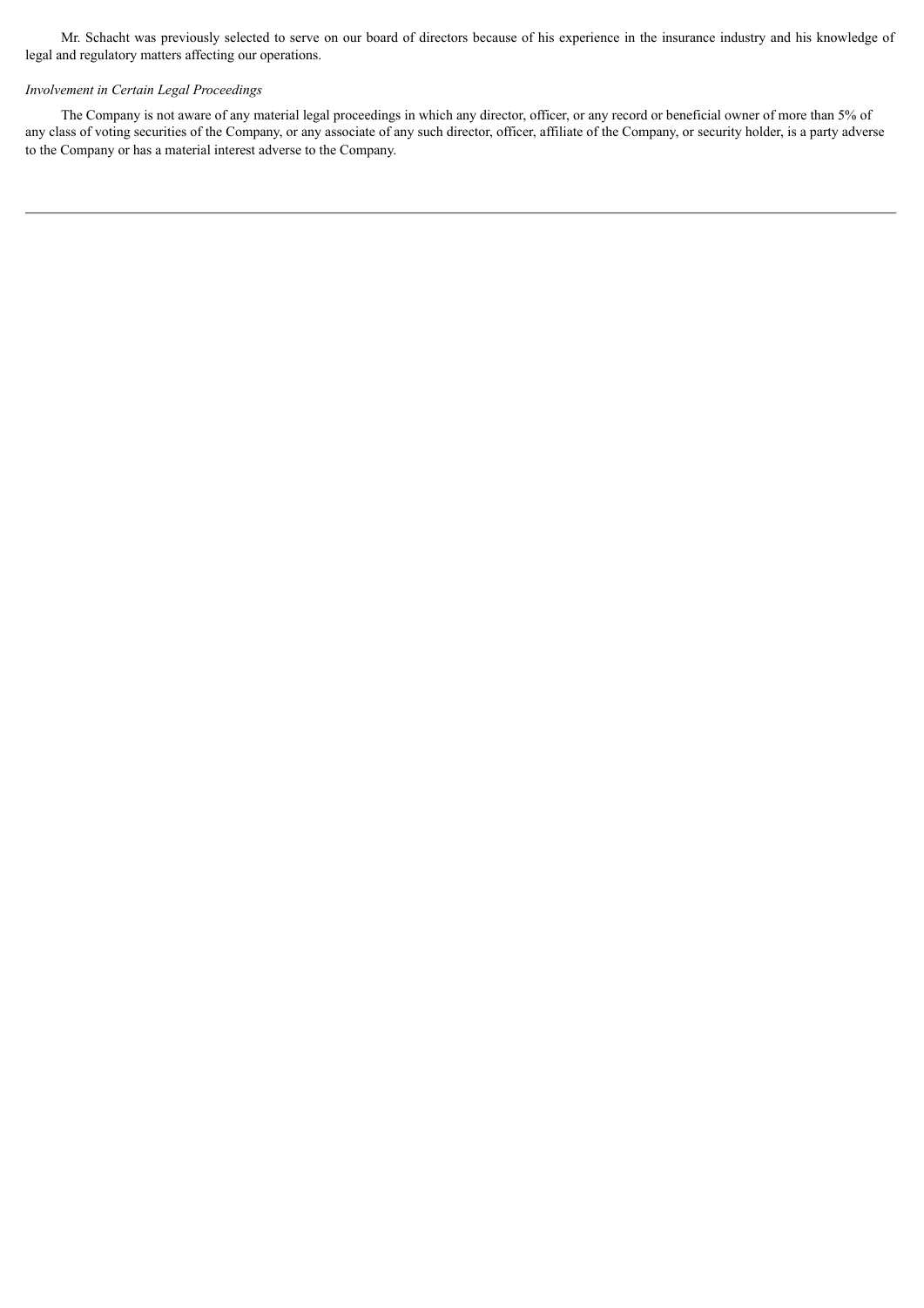Mr. Schacht was previously selected to serve on our board of directors because of his experience in the insurance industry and his knowledge of legal and regulatory matters affecting our operations.

*Involvement in Certain Legal Proceedings*

The Company is not aware of any material legal proceedings in which any director, officer, or any record or beneficial owner of more than 5% of any class of voting securities of the Company, or any associate of any such director, officer, affiliate of the Company, or security holder, is a party adverse to the Company or has a material interest adverse to the Company.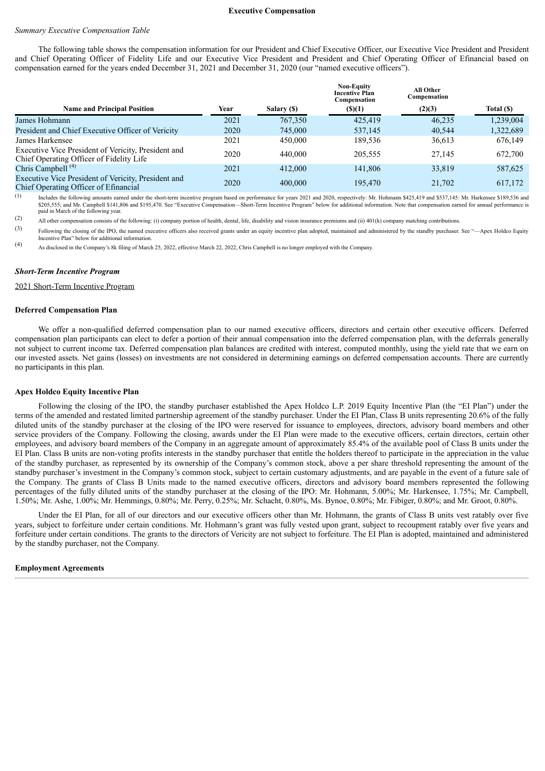## Executive Compensation

*Summary Executive Compensation Table*

The following table shows the compensation information for our President and Chief Executive Officer, our Executive Vice President and President and Chief Operating Officer of Fidelity Life and our Executive Vice President and President and Chief Operating Officer of Efinancial based on compensation earned for the years ended December 31, 2021 and December 31, 2020 (our "named executive officers").

| Name and Principal Position | Year | Salary ($) | Non-Equity Incentive Plan Compensation ($)(1) | All Other Compensation (2)(3) | Total ($) |
|---|---|---|---|---|---|
| James Hohmann | 2021 | 767,350 | 425,419 | 46,235 | 1,239,004 |
| President and Chief Executive Officer of Vericity | 2020 | 745,000 | 537,145 | 40,544 | 1,322,689 |
| James Harkensee | 2021 | 450,000 | 189,536 | 36,613 | 676,149 |
| Executive Vice President of Vericity, President and Chief Operating Officer of Fidelity Life | 2020 | 440,000 | 205,555 | 27,145 | 672,700 |
| Chris Campbell [(4)] | 2021 | 412,000 | 141,806 | 33,819 | 587,625 |
| Executive Vice President of Vericity, President and Chief Operating Officer of Efinancial | 2020 | 400,000 | 195,470 | 21,702 | 617,172 |

(1) Includes the following amounts earned under the short-term incentive program based on performance for years 2021 and 2020, respectively: Mr. Hohmann $425,419 and $537,145: Mr. Harkensee $189,536 and $205,555; and Mr. Campbell $141,806 and $195,470. See "Executive Compensation—Short-Term Incentive Program" below for additional information. Note that compensation earned for annual performance is paid in March of the following year.

(2) All other compensation consists of the following: (i) company portion of health, dental, life, disability and vision insurance premiums and (ii) 401(k) company matching contributions.

(3) Following the closing of the IPO, the named executive officers also received grants under an equity incentive plan adopted, maintained and administered by the standby purchaser. See "—Apex Holdco Equity Incentive Plan" below for additional information.

(4) As disclosed in the Company's 8k filing of March 25, 2022, effective March 22, 2022, Chris Campbell is no longer employed with the Company.

### *Short-Term Incentive Program*

2021 Short-Term Incentive Program

### Deferred Compensation Plan

We offer a non-qualified deferred compensation plan to our named executive officers, directors and certain other executive officers. Deferred compensation plan participants can elect to defer a portion of their annual compensation into the deferred compensation plan, with the deferrals generally not subject to current income tax. Deferred compensation plan balances are credited with interest, computed monthly, using the yield rate that we earn on our invested assets. Net gains (losses) on investments are not considered in determining earnings on deferred compensation accounts. There are currently no participants in this plan.

### Apex Holdco Equity Incentive Plan

Following the closing of the IPO, the standby purchaser established the Apex Holdco L.P. 2019 Equity Incentive Plan (the "EI Plan") under the terms of the amended and restated limited partnership agreement of the standby purchaser. Under the EI Plan, Class B units representing 20.6% of the fully diluted units of the standby purchaser at the closing of the IPO were reserved for issuance to employees, directors, advisory board members and other service providers of the Company. Following the closing, awards under the EI Plan were made to the executive officers, certain directors, certain other employees, and advisory board members of the Company in an aggregate amount of approximately 85.4% of the available pool of Class B units under the EI Plan. Class B units are non-voting profits interests in the standby purchaser that entitle the holders thereof to participate in the appreciation in the value of the standby purchaser, as represented by its ownership of the Company's common stock, above a per share threshold representing the amount of the standby purchaser's investment in the Company's common stock, subject to certain customary adjustments, and are payable in the event of a future sale of the Company. The grants of Class B Units made to the named executive officers, directors and advisory board members represented the following percentages of the fully diluted units of the standby purchaser at the closing of the IPO: Mr. Hohmann, 5.00%; Mr. Harkensee, 1.75%; Mr. Campbell, 1.50%; Mr. Ashe, 1.00%; Mr. Hemmings, 0.80%; Mr. Perry, 0.25%; Mr. Schacht, 0.80%, Ms. Bynoe, 0.80%; Mr. Fibiger, 0.80%; and Mr. Groot, 0.80%.

Under the EI Plan, for all of our directors and our executive officers other than Mr. Hohmann, the grants of Class B units vest ratably over five years, subject to forfeiture under certain conditions. Mr. Hohmann's grant was fully vested upon grant, subject to recoupment ratably over five years and forfeiture under certain conditions. The grants to the directors of Vericity are not subject to forfeiture. The EI Plan is adopted, maintained and administered by the standby purchaser, not the Company.

### Employment Agreements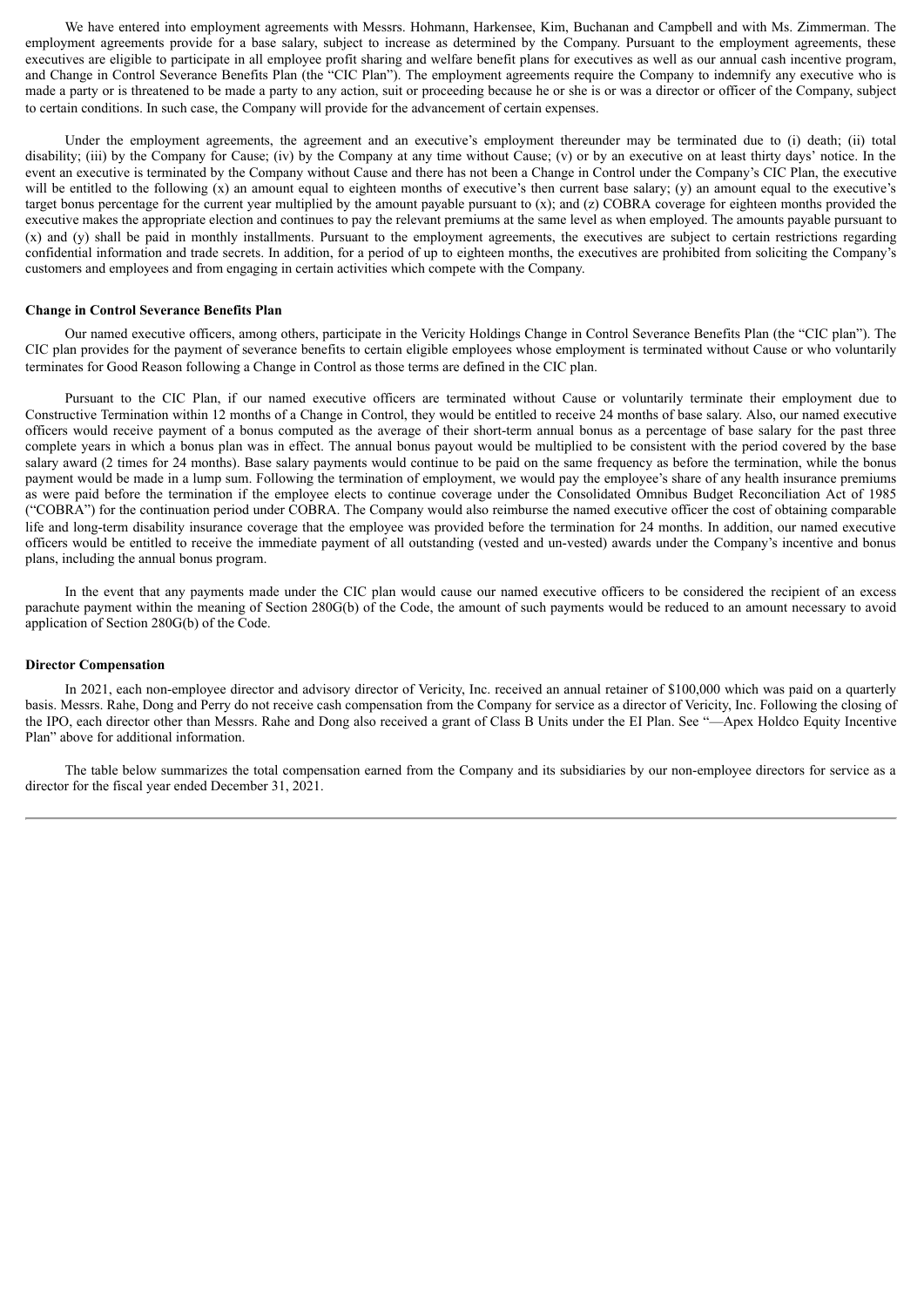We have entered into employment agreements with Messrs. Hohmann, Harkensee, Kim, Buchanan and Campbell and with Ms. Zimmerman. The employment agreements provide for a base salary, subject to increase as determined by the Company. Pursuant to the employment agreements, these executives are eligible to participate in all employee profit sharing and welfare benefit plans for executives as well as our annual cash incentive program, and Change in Control Severance Benefits Plan (the "CIC Plan"). The employment agreements require the Company to indemnify any executive who is made a party or is threatened to be made a party to any action, suit or proceeding because he or she is or was a director or officer of the Company, subject to certain conditions. In such case, the Company will provide for the advancement of certain expenses.

Under the employment agreements, the agreement and an executive's employment thereunder may be terminated due to (i) death; (ii) total disability; (iii) by the Company for Cause; (iv) by the Company at any time without Cause; (v) or by an executive on at least thirty days' notice. In the event an executive is terminated by the Company without Cause and there has not been a Change in Control under the Company's CIC Plan, the executive will be entitled to the following (x) an amount equal to eighteen months of executive's then current base salary; (y) an amount equal to the executive's target bonus percentage for the current year multiplied by the amount payable pursuant to (x); and (z) COBRA coverage for eighteen months provided the executive makes the appropriate election and continues to pay the relevant premiums at the same level as when employed. The amounts payable pursuant to (x) and (y) shall be paid in monthly installments. Pursuant to the employment agreements, the executives are subject to certain restrictions regarding confidential information and trade secrets. In addition, for a period of up to eighteen months, the executives are prohibited from soliciting the Company's customers and employees and from engaging in certain activities which compete with the Company.

**Change in Control Severance Benefits Plan**

Our named executive officers, among others, participate in the Vericity Holdings Change in Control Severance Benefits Plan (the "CIC plan"). The CIC plan provides for the payment of severance benefits to certain eligible employees whose employment is terminated without Cause or who voluntarily terminates for Good Reason following a Change in Control as those terms are defined in the CIC plan.

Pursuant to the CIC Plan, if our named executive officers are terminated without Cause or voluntarily terminate their employment due to Constructive Termination within 12 months of a Change in Control, they would be entitled to receive 24 months of base salary. Also, our named executive officers would receive payment of a bonus computed as the average of their short-term annual bonus as a percentage of base salary for the past three complete years in which a bonus plan was in effect. The annual bonus payout would be multiplied to be consistent with the period covered by the base salary award (2 times for 24 months). Base salary payments would continue to be paid on the same frequency as before the termination, while the bonus payment would be made in a lump sum. Following the termination of employment, we would pay the employee's share of any health insurance premiums as were paid before the termination if the employee elects to continue coverage under the Consolidated Omnibus Budget Reconciliation Act of 1985 ("COBRA") for the continuation period under COBRA. The Company would also reimburse the named executive officer the cost of obtaining comparable life and long-term disability insurance coverage that the employee was provided before the termination for 24 months. In addition, our named executive officers would be entitled to receive the immediate payment of all outstanding (vested and un-vested) awards under the Company's incentive and bonus plans, including the annual bonus program.

In the event that any payments made under the CIC plan would cause our named executive officers to be considered the recipient of an excess parachute payment within the meaning of Section 280G(b) of the Code, the amount of such payments would be reduced to an amount necessary to avoid application of Section 280G(b) of the Code.

**Director Compensation**

In 2021, each non-employee director and advisory director of Vericity, Inc. received an annual retainer of $100,000 which was paid on a quarterly basis. Messrs. Rahe, Dong and Perry do not receive cash compensation from the Company for service as a director of Vericity, Inc. Following the closing of the IPO, each director other than Messrs. Rahe and Dong also received a grant of Class B Units under the EI Plan. See "—Apex Holdco Equity Incentive Plan" above for additional information.

The table below summarizes the total compensation earned from the Company and its subsidiaries by our non-employee directors for service as a director for the fiscal year ended December 31, 2021.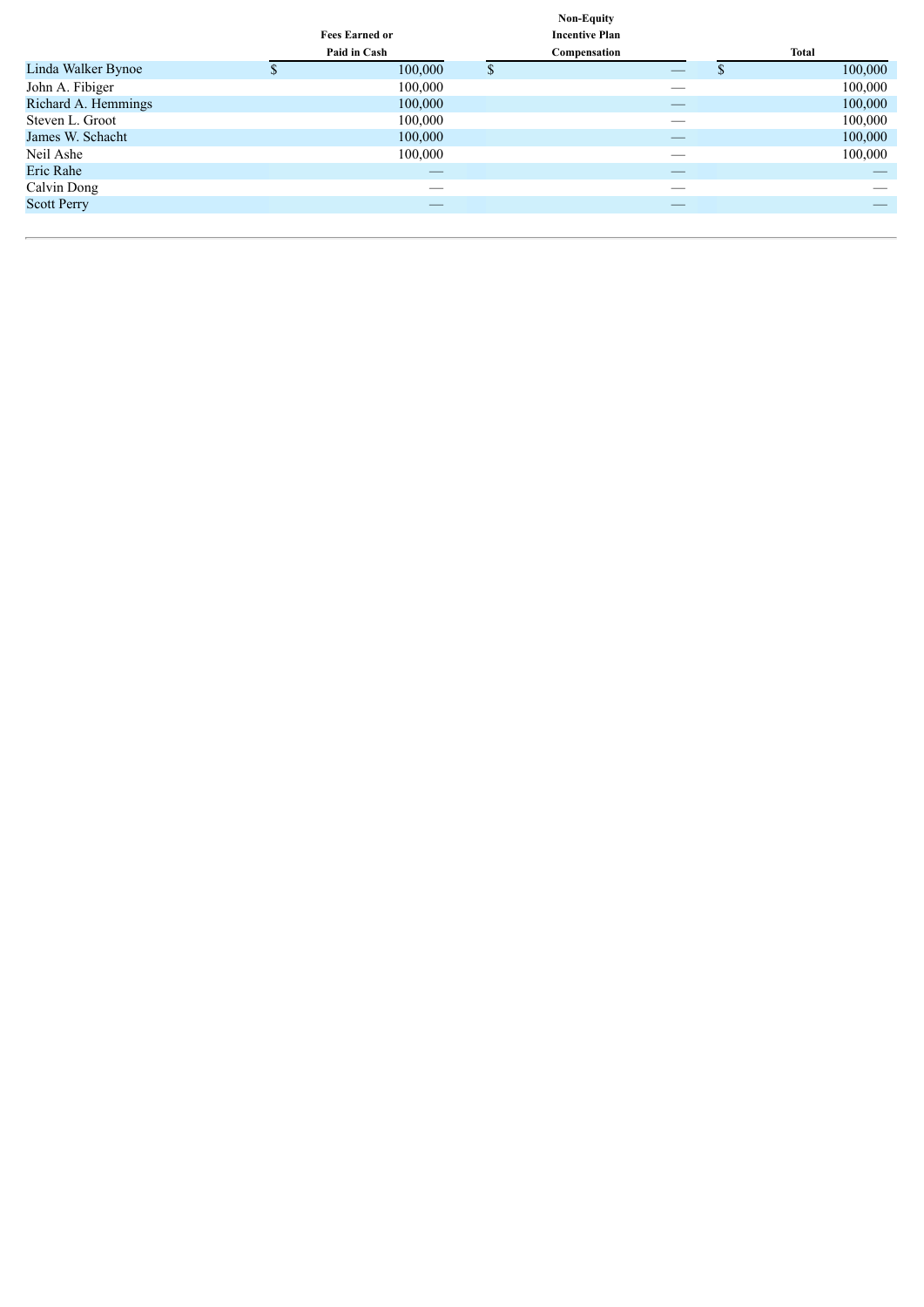|  | Fees Earned or Paid in Cash | Non-Equity Incentive Plan Compensation | Total |
| --- | --- | --- | --- |
| Linda Walker Bynoe | $ 100,000 | $ — | $ 100,000 |
| John A. Fibiger | 100,000 | — | 100,000 |
| Richard A. Hemmings | 100,000 | — | 100,000 |
| Steven L. Groot | 100,000 | — | 100,000 |
| James W. Schacht | 100,000 | — | 100,000 |
| Neil Ashe | 100,000 | — | 100,000 |
| Eric Rahe | — | — | — |
| Calvin Dong | — | — | — |
| Scott Perry | — | — | — |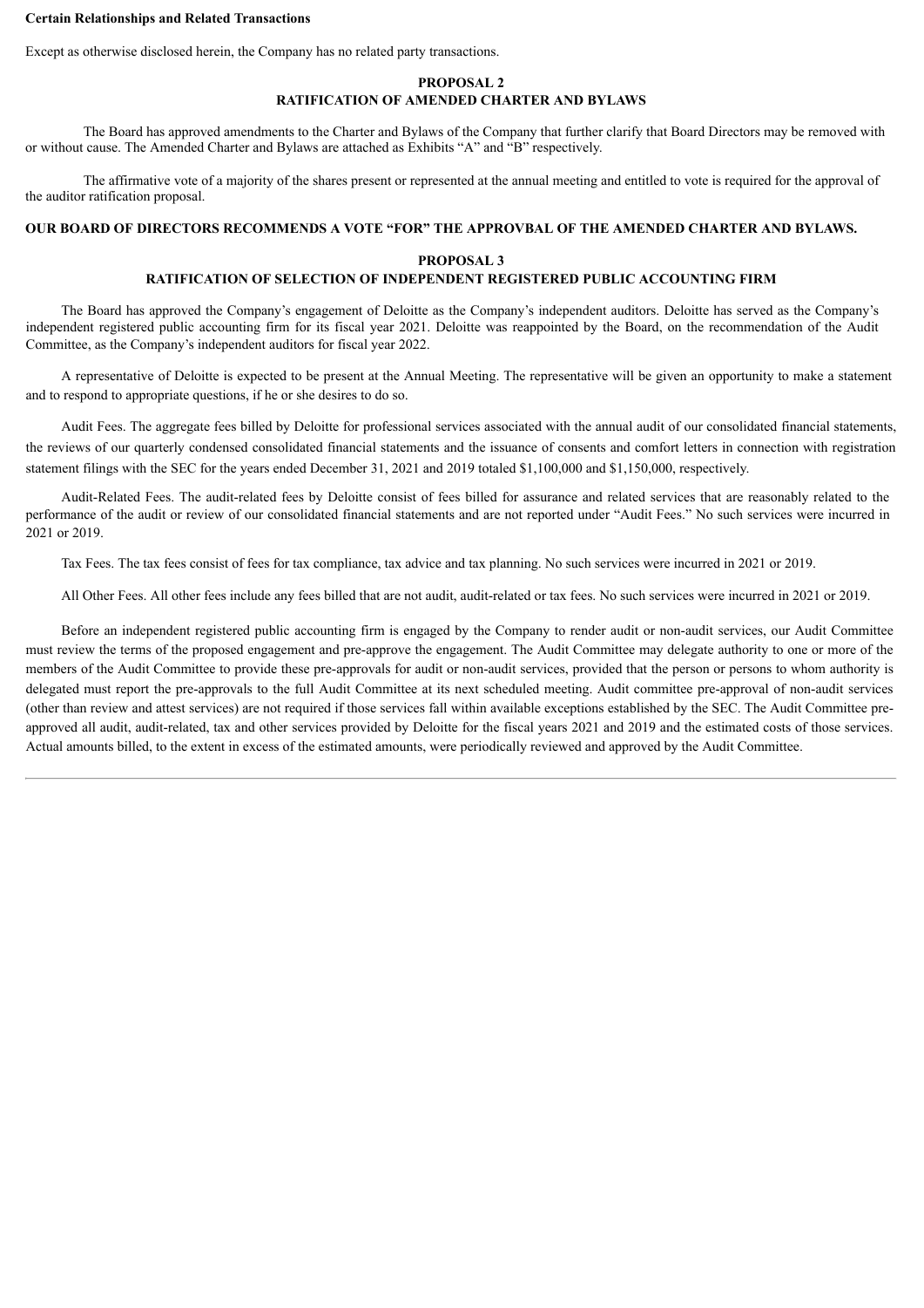**Certain Relationships and Related Transactions**

Except as otherwise disclosed herein, the Company has no related party transactions.

**PROPOSAL 2**
**RATIFICATION OF AMENDED CHARTER AND BYLAWS**

The Board has approved amendments to the Charter and Bylaws of the Company that further clarify that Board Directors may be removed with or without cause. The Amended Charter and Bylaws are attached as Exhibits "A" and "B" respectively.

The affirmative vote of a majority of the shares present or represented at the annual meeting and entitled to vote is required for the approval of the auditor ratification proposal.

**OUR BOARD OF DIRECTORS RECOMMENDS A VOTE "FOR" THE APPROVBAL OF THE AMENDED CHARTER AND BYLAWS.**

**PROPOSAL 3**
**RATIFICATION OF SELECTION OF INDEPENDENT REGISTERED PUBLIC ACCOUNTING FIRM**

The Board has approved the Company's engagement of Deloitte as the Company's independent auditors. Deloitte has served as the Company's independent registered public accounting firm for its fiscal year 2021. Deloitte was reappointed by the Board, on the recommendation of the Audit Committee, as the Company's independent auditors for fiscal year 2022.

A representative of Deloitte is expected to be present at the Annual Meeting. The representative will be given an opportunity to make a statement and to respond to appropriate questions, if he or she desires to do so.

Audit Fees. The aggregate fees billed by Deloitte for professional services associated with the annual audit of our consolidated financial statements, the reviews of our quarterly condensed consolidated financial statements and the issuance of consents and comfort letters in connection with registration statement filings with the SEC for the years ended December 31, 2021 and 2019 totaled $1,100,000 and $1,150,000, respectively.

Audit-Related Fees. The audit-related fees by Deloitte consist of fees billed for assurance and related services that are reasonably related to the performance of the audit or review of our consolidated financial statements and are not reported under "Audit Fees." No such services were incurred in 2021 or 2019.

Tax Fees. The tax fees consist of fees for tax compliance, tax advice and tax planning. No such services were incurred in 2021 or 2019.

All Other Fees. All other fees include any fees billed that are not audit, audit-related or tax fees. No such services were incurred in 2021 or 2019.

Before an independent registered public accounting firm is engaged by the Company to render audit or non-audit services, our Audit Committee must review the terms of the proposed engagement and pre-approve the engagement. The Audit Committee may delegate authority to one or more of the members of the Audit Committee to provide these pre-approvals for audit or non-audit services, provided that the person or persons to whom authority is delegated must report the pre-approvals to the full Audit Committee at its next scheduled meeting. Audit committee pre-approval of non-audit services (other than review and attest services) are not required if those services fall within available exceptions established by the SEC. The Audit Committee pre-approved all audit, audit-related, tax and other services provided by Deloitte for the fiscal years 2021 and 2019 and the estimated costs of those services. Actual amounts billed, to the extent in excess of the estimated amounts, were periodically reviewed and approved by the Audit Committee.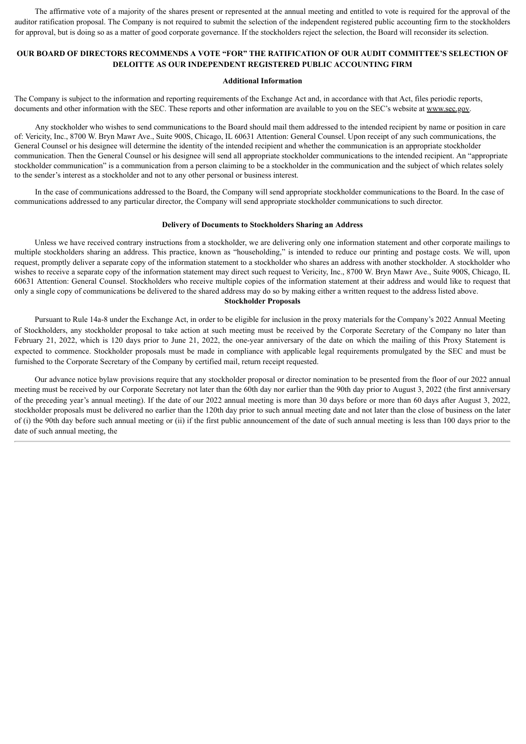The affirmative vote of a majority of the shares present or represented at the annual meeting and entitled to vote is required for the approval of the auditor ratification proposal. The Company is not required to submit the selection of the independent registered public accounting firm to the stockholders for approval, but is doing so as a matter of good corporate governance. If the stockholders reject the selection, the Board will reconsider its selection.

**OUR BOARD OF DIRECTORS RECOMMENDS A VOTE "FOR" THE RATIFICATION OF OUR AUDIT COMMITTEE'S SELECTION OF DELOITTE AS OUR INDEPENDENT REGISTERED PUBLIC ACCOUNTING FIRM**

**Additional Information**

The Company is subject to the information and reporting requirements of the Exchange Act and, in accordance with that Act, files periodic reports, documents and other information with the SEC. These reports and other information are available to you on the SEC's website at www.sec.gov.

Any stockholder who wishes to send communications to the Board should mail them addressed to the intended recipient by name or position in care of: Vericity, Inc., 8700 W. Bryn Mawr Ave., Suite 900S, Chicago, IL 60631 Attention: General Counsel. Upon receipt of any such communications, the General Counsel or his designee will determine the identity of the intended recipient and whether the communication is an appropriate stockholder communication. Then the General Counsel or his designee will send all appropriate stockholder communications to the intended recipient. An "appropriate stockholder communication" is a communication from a person claiming to be a stockholder in the communication and the subject of which relates solely to the sender's interest as a stockholder and not to any other personal or business interest.

In the case of communications addressed to the Board, the Company will send appropriate stockholder communications to the Board. In the case of communications addressed to any particular director, the Company will send appropriate stockholder communications to such director.

**Delivery of Documents to Stockholders Sharing an Address**

Unless we have received contrary instructions from a stockholder, we are delivering only one information statement and other corporate mailings to multiple stockholders sharing an address. This practice, known as "householding," is intended to reduce our printing and postage costs. We will, upon request, promptly deliver a separate copy of the information statement to a stockholder who shares an address with another stockholder. A stockholder who wishes to receive a separate copy of the information statement may direct such request to Vericity, Inc., 8700 W. Bryn Mawr Ave., Suite 900S, Chicago, IL 60631 Attention: General Counsel. Stockholders who receive multiple copies of the information statement at their address and would like to request that only a single copy of communications be delivered to the shared address may do so by making either a written request to the address listed above.

**Stockholder Proposals**

Pursuant to Rule 14a-8 under the Exchange Act, in order to be eligible for inclusion in the proxy materials for the Company's 2022 Annual Meeting of Stockholders, any stockholder proposal to take action at such meeting must be received by the Corporate Secretary of the Company no later than February 21, 2022, which is 120 days prior to June 21, 2022, the one-year anniversary of the date on which the mailing of this Proxy Statement is expected to commence. Stockholder proposals must be made in compliance with applicable legal requirements promulgated by the SEC and must be furnished to the Corporate Secretary of the Company by certified mail, return receipt requested.

Our advance notice bylaw provisions require that any stockholder proposal or director nomination to be presented from the floor of our 2022 annual meeting must be received by our Corporate Secretary not later than the 60th day nor earlier than the 90th day prior to August 3, 2022 (the first anniversary of the preceding year's annual meeting). If the date of our 2022 annual meeting is more than 30 days before or more than 60 days after August 3, 2022, stockholder proposals must be delivered no earlier than the 120th day prior to such annual meeting date and not later than the close of business on the later of (i) the 90th day before such annual meeting or (ii) if the first public announcement of the date of such annual meeting is less than 100 days prior to the date of such annual meeting, the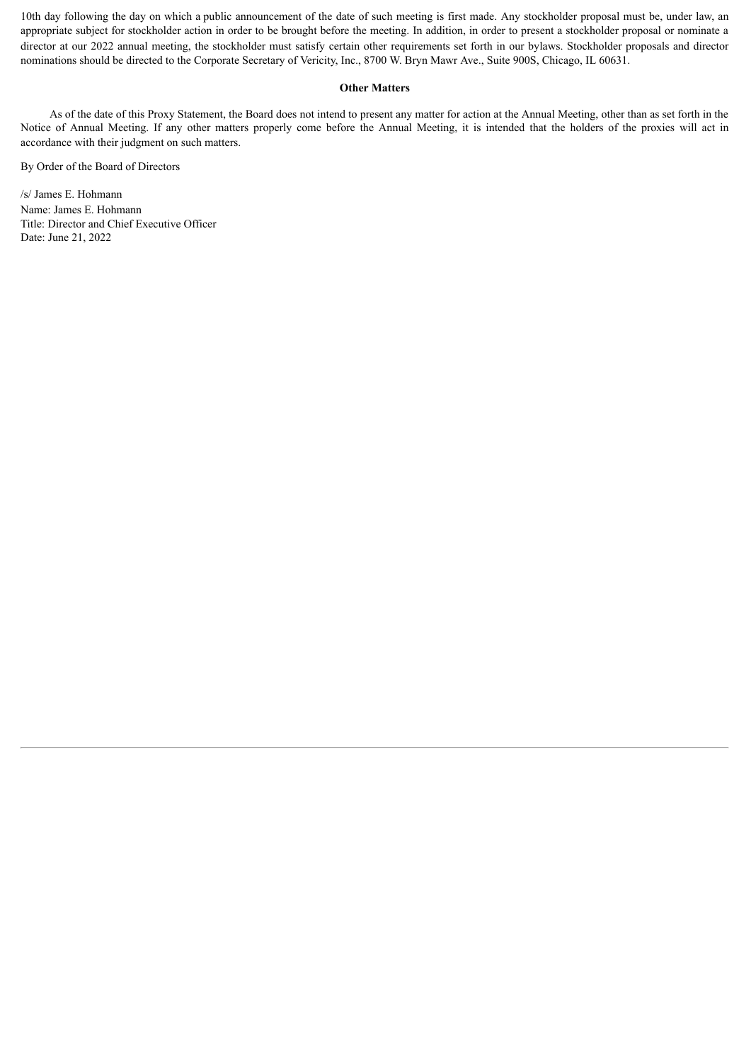10th day following the day on which a public announcement of the date of such meeting is first made. Any stockholder proposal must be, under law, an appropriate subject for stockholder action in order to be brought before the meeting. In addition, in order to present a stockholder proposal or nominate a director at our 2022 annual meeting, the stockholder must satisfy certain other requirements set forth in our bylaws. Stockholder proposals and director nominations should be directed to the Corporate Secretary of Vericity, Inc., 8700 W. Bryn Mawr Ave., Suite 900S, Chicago, IL 60631.

**Other Matters**

As of the date of this Proxy Statement, the Board does not intend to present any matter for action at the Annual Meeting, other than as set forth in the Notice of Annual Meeting. If any other matters properly come before the Annual Meeting, it is intended that the holders of the proxies will act in accordance with their judgment on such matters.

By Order of the Board of Directors

/s/ James E. Hohmann
Name: James E. Hohmann
Title: Director and Chief Executive Officer
Date: June 21, 2022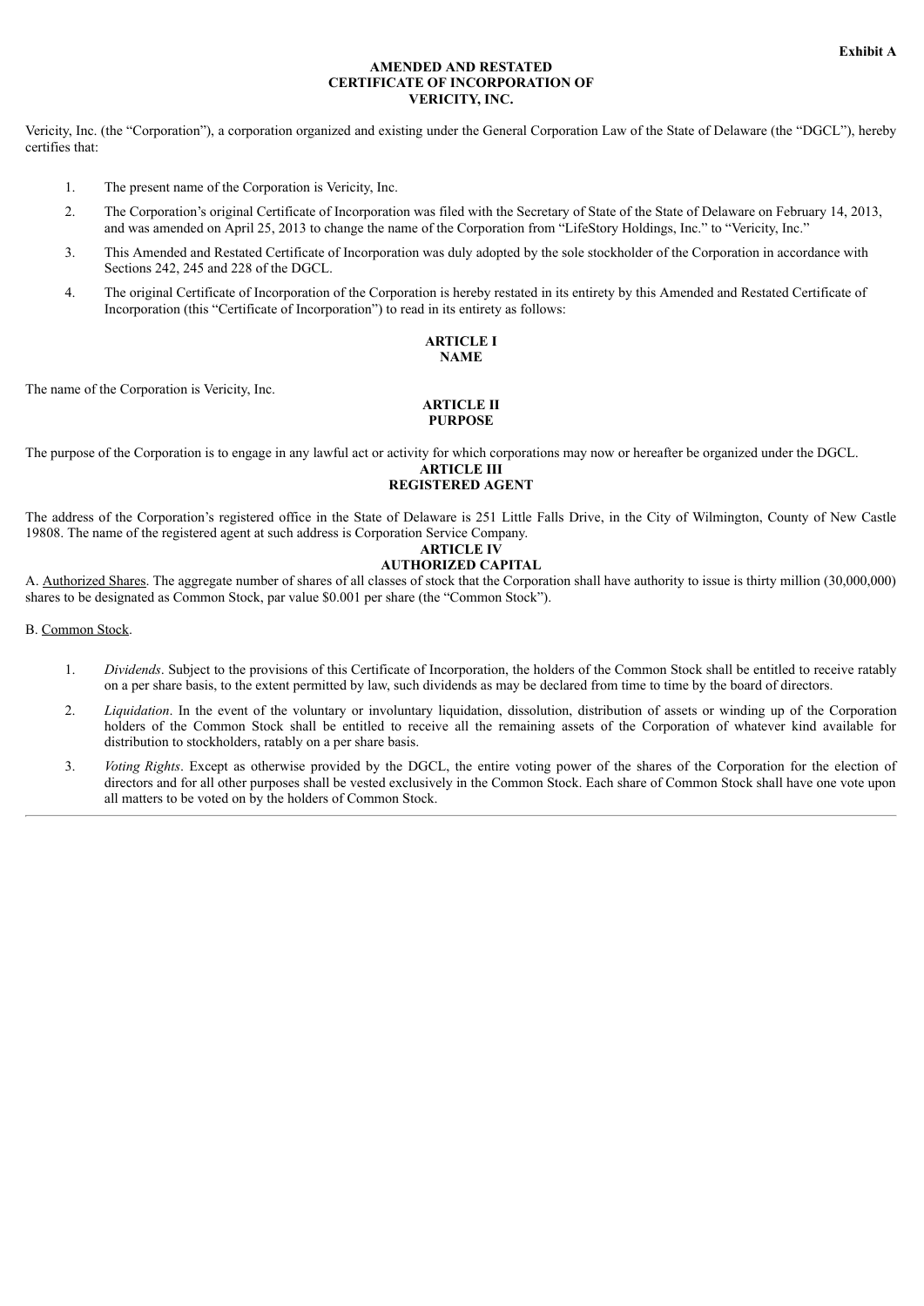**Exhibit A**

# AMENDED AND RESTATED CERTIFICATE OF INCORPORATION OF VERICITY, INC.

Vericity, Inc. (the "Corporation"), a corporation organized and existing under the General Corporation Law of the State of Delaware (the "DGCL"), hereby certifies that:

1. The present name of the Corporation is Vericity, Inc.
2. The Corporation's original Certificate of Incorporation was filed with the Secretary of State of the State of Delaware on February 14, 2013, and was amended on April 25, 2013 to change the name of the Corporation from "LifeStory Holdings, Inc." to "Vericity, Inc."
3. This Amended and Restated Certificate of Incorporation was duly adopted by the sole stockholder of the Corporation in accordance with Sections 242, 245 and 228 of the DGCL.
4. The original Certificate of Incorporation of the Corporation is hereby restated in its entirety by this Amended and Restated Certificate of Incorporation (this "Certificate of Incorporation") to read in its entirety as follows:

## ARTICLE I
## NAME

The name of the Corporation is Vericity, Inc.

## ARTICLE II
## PURPOSE

The purpose of the Corporation is to engage in any lawful act or activity for which corporations may now or hereafter be organized under the DGCL.

## ARTICLE III
## REGISTERED AGENT

The address of the Corporation's registered office in the State of Delaware is 251 Little Falls Drive, in the City of Wilmington, County of New Castle 19808. The name of the registered agent at such address is Corporation Service Company.

## ARTICLE IV
## AUTHORIZED CAPITAL

A. Authorized Shares. The aggregate number of shares of all classes of stock that the Corporation shall have authority to issue is thirty million (30,000,000) shares to be designated as Common Stock, par value $0.001 per share (the "Common Stock").

B. Common Stock.

1. *Dividends*. Subject to the provisions of this Certificate of Incorporation, the holders of the Common Stock shall be entitled to receive ratably on a per share basis, to the extent permitted by law, such dividends as may be declared from time to time by the board of directors.
2. *Liquidation*. In the event of the voluntary or involuntary liquidation, dissolution, distribution of assets or winding up of the Corporation holders of the Common Stock shall be entitled to receive all the remaining assets of the Corporation of whatever kind available for distribution to stockholders, ratably on a per share basis.
3. *Voting Rights*. Except as otherwise provided by the DGCL, the entire voting power of the shares of the Corporation for the election of directors and for all other purposes shall be vested exclusively in the Common Stock. Each share of Common Stock shall have one vote upon all matters to be voted on by the holders of Common Stock.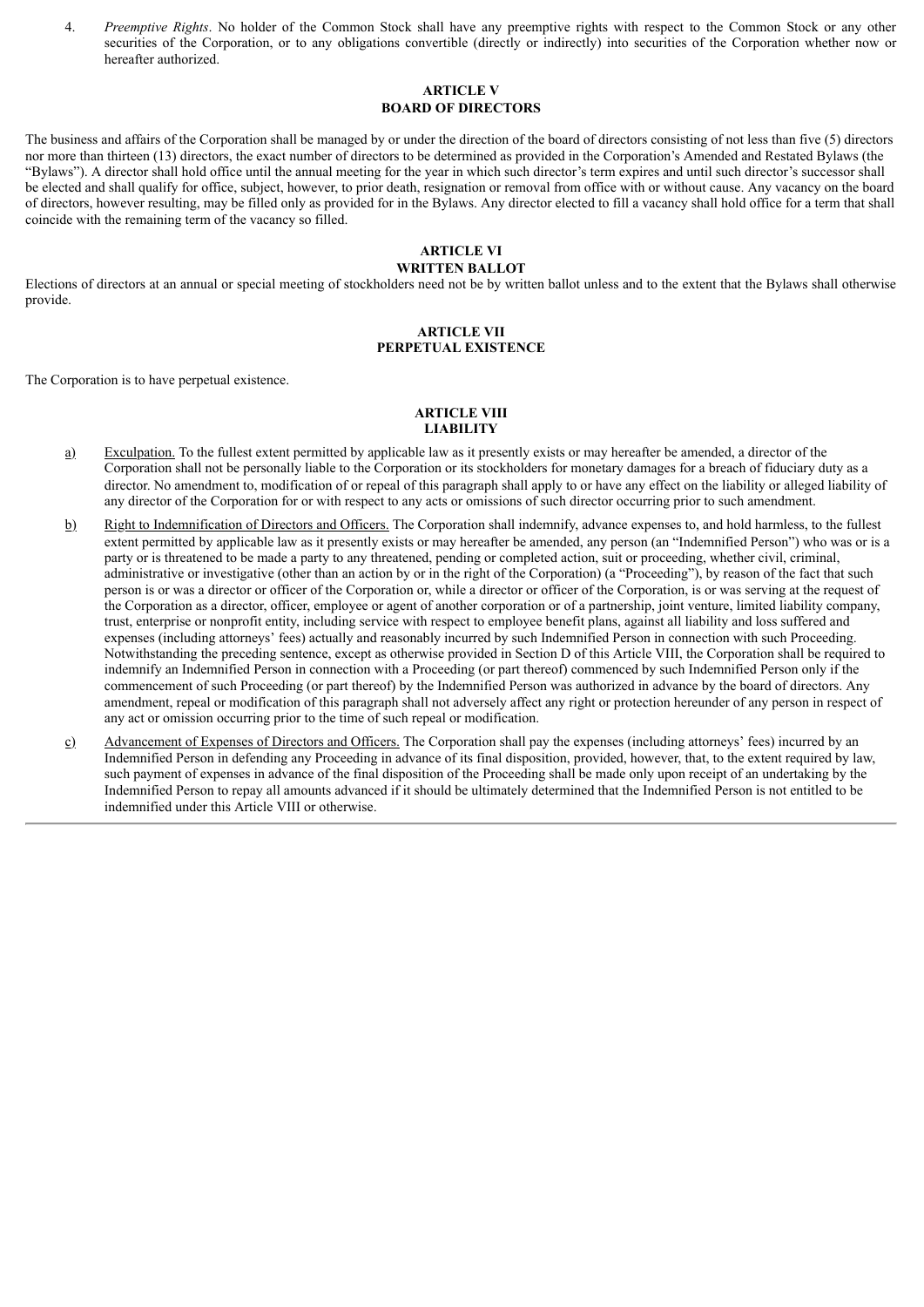4. *Preemptive Rights*. No holder of the Common Stock shall have any preemptive rights with respect to the Common Stock or any other securities of the Corporation, or to any obligations convertible (directly or indirectly) into securities of the Corporation whether now or hereafter authorized.

## ARTICLE V
## BOARD OF DIRECTORS

The business and affairs of the Corporation shall be managed by or under the direction of the board of directors consisting of not less than five (5) directors nor more than thirteen (13) directors, the exact number of directors to be determined as provided in the Corporation's Amended and Restated Bylaws (the "Bylaws"). A director shall hold office until the annual meeting for the year in which such director's term expires and until such director's successor shall be elected and shall qualify for office, subject, however, to prior death, resignation or removal from office with or without cause. Any vacancy on the board of directors, however resulting, may be filled only as provided for in the Bylaws. Any director elected to fill a vacancy shall hold office for a term that shall coincide with the remaining term of the vacancy so filled.

## ARTICLE VI
## WRITTEN BALLOT

Elections of directors at an annual or special meeting of stockholders need not be by written ballot unless and to the extent that the Bylaws shall otherwise provide.

## ARTICLE VII
## PERPETUAL EXISTENCE

The Corporation is to have perpetual existence.

## ARTICLE VIII
## LIABILITY

a) Exculpation. To the fullest extent permitted by applicable law as it presently exists or may hereafter be amended, a director of the Corporation shall not be personally liable to the Corporation or its stockholders for monetary damages for a breach of fiduciary duty as a director. No amendment to, modification of or repeal of this paragraph shall apply to or have any effect on the liability or alleged liability of any director of the Corporation for or with respect to any acts or omissions of such director occurring prior to such amendment.

b) Right to Indemnification of Directors and Officers. The Corporation shall indemnify, advance expenses to, and hold harmless, to the fullest extent permitted by applicable law as it presently exists or may hereafter be amended, any person (an "Indemnified Person") who was or is a party or is threatened to be made a party to any threatened, pending or completed action, suit or proceeding, whether civil, criminal, administrative or investigative (other than an action by or in the right of the Corporation) (a "Proceeding"), by reason of the fact that such person is or was a director or officer of the Corporation or, while a director or officer of the Corporation, is or was serving at the request of the Corporation as a director, officer, employee or agent of another corporation or of a partnership, joint venture, limited liability company, trust, enterprise or nonprofit entity, including service with respect to employee benefit plans, against all liability and loss suffered and expenses (including attorneys' fees) actually and reasonably incurred by such Indemnified Person in connection with such Proceeding. Notwithstanding the preceding sentence, except as otherwise provided in Section D of this Article VIII, the Corporation shall be required to indemnify an Indemnified Person in connection with a Proceeding (or part thereof) commenced by such Indemnified Person only if the commencement of such Proceeding (or part thereof) by the Indemnified Person was authorized in advance by the board of directors. Any amendment, repeal or modification of this paragraph shall not adversely affect any right or protection hereunder of any person in respect of any act or omission occurring prior to the time of such repeal or modification.

c) Advancement of Expenses of Directors and Officers. The Corporation shall pay the expenses (including attorneys' fees) incurred by an Indemnified Person in defending any Proceeding in advance of its final disposition, provided, however, that, to the extent required by law, such payment of expenses in advance of the final disposition of the Proceeding shall be made only upon receipt of an undertaking by the Indemnified Person to repay all amounts advanced if it should be ultimately determined that the Indemnified Person is not entitled to be indemnified under this Article VIII or otherwise.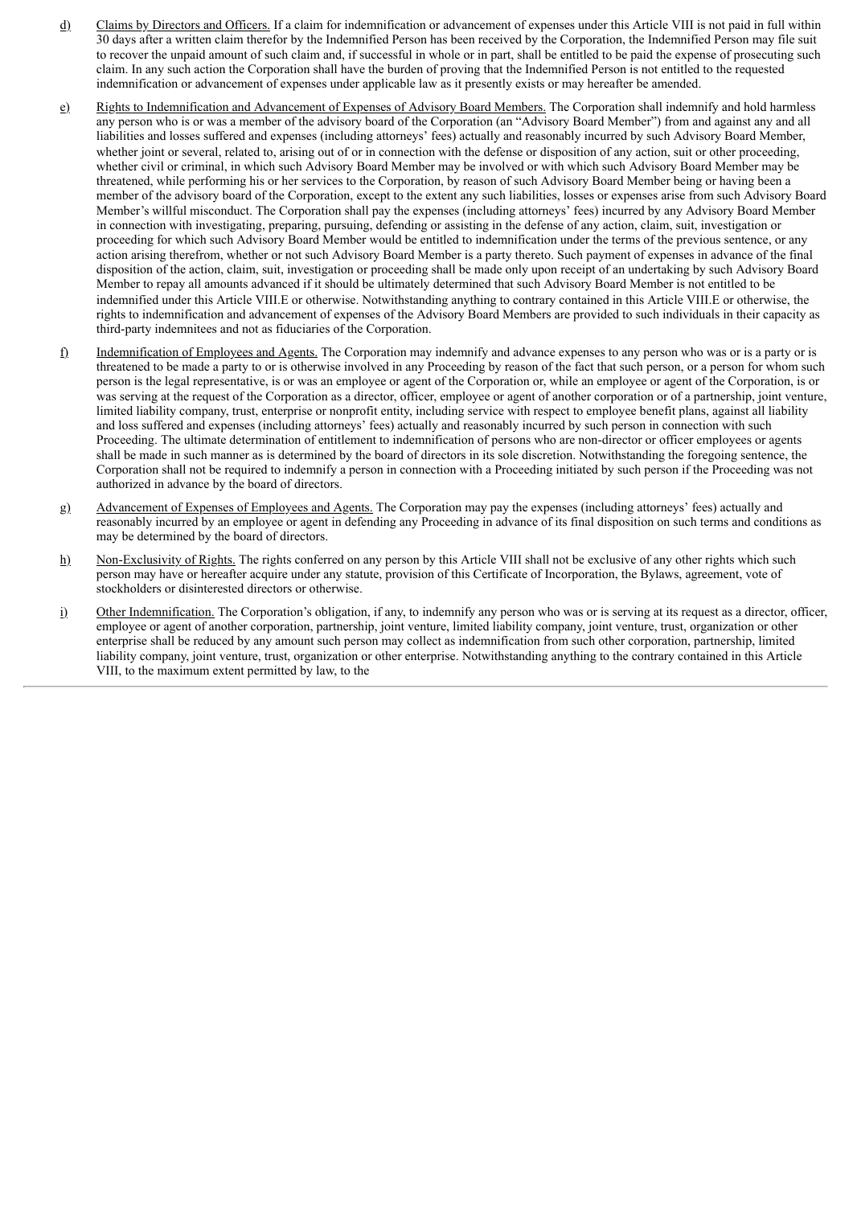d) Claims by Directors and Officers. If a claim for indemnification or advancement of expenses under this Article VIII is not paid in full within 30 days after a written claim therefor by the Indemnified Person has been received by the Corporation, the Indemnified Person may file suit to recover the unpaid amount of such claim and, if successful in whole or in part, shall be entitled to be paid the expense of prosecuting such claim. In any such action the Corporation shall have the burden of proving that the Indemnified Person is not entitled to the requested indemnification or advancement of expenses under applicable law as it presently exists or may hereafter be amended.

e) Rights to Indemnification and Advancement of Expenses of Advisory Board Members. The Corporation shall indemnify and hold harmless any person who is or was a member of the advisory board of the Corporation (an "Advisory Board Member") from and against any and all liabilities and losses suffered and expenses (including attorneys' fees) actually and reasonably incurred by such Advisory Board Member, whether joint or several, related to, arising out of or in connection with the defense or disposition of any action, suit or other proceeding, whether civil or criminal, in which such Advisory Board Member may be involved or with which such Advisory Board Member may be threatened, while performing his or her services to the Corporation, by reason of such Advisory Board Member being or having been a member of the advisory board of the Corporation, except to the extent any such liabilities, losses or expenses arise from such Advisory Board Member's willful misconduct. The Corporation shall pay the expenses (including attorneys' fees) incurred by any Advisory Board Member in connection with investigating, preparing, pursuing, defending or assisting in the defense of any action, claim, suit, investigation or proceeding for which such Advisory Board Member would be entitled to indemnification under the terms of the previous sentence, or any action arising therefrom, whether or not such Advisory Board Member is a party thereto. Such payment of expenses in advance of the final disposition of the action, claim, suit, investigation or proceeding shall be made only upon receipt of an undertaking by such Advisory Board Member to repay all amounts advanced if it should be ultimately determined that such Advisory Board Member is not entitled to be indemnified under this Article VIII.E or otherwise. Notwithstanding anything to contrary contained in this Article VIII.E or otherwise, the rights to indemnification and advancement of expenses of the Advisory Board Members are provided to such individuals in their capacity as third-party indemnitees and not as fiduciaries of the Corporation.

f) Indemnification of Employees and Agents. The Corporation may indemnify and advance expenses to any person who was or is a party or is threatened to be made a party to or is otherwise involved in any Proceeding by reason of the fact that such person, or a person for whom such person is the legal representative, is or was an employee or agent of the Corporation or, while an employee or agent of the Corporation, is or was serving at the request of the Corporation as a director, officer, employee or agent of another corporation or of a partnership, joint venture, limited liability company, trust, enterprise or nonprofit entity, including service with respect to employee benefit plans, against all liability and loss suffered and expenses (including attorneys' fees) actually and reasonably incurred by such person in connection with such Proceeding. The ultimate determination of entitlement to indemnification of persons who are non-director or officer employees or agents shall be made in such manner as is determined by the board of directors in its sole discretion. Notwithstanding the foregoing sentence, the Corporation shall not be required to indemnify a person in connection with a Proceeding initiated by such person if the Proceeding was not authorized in advance by the board of directors.

g) Advancement of Expenses of Employees and Agents. The Corporation may pay the expenses (including attorneys' fees) actually and reasonably incurred by an employee or agent in defending any Proceeding in advance of its final disposition on such terms and conditions as may be determined by the board of directors.

h) Non-Exclusivity of Rights. The rights conferred on any person by this Article VIII shall not be exclusive of any other rights which such person may have or hereafter acquire under any statute, provision of this Certificate of Incorporation, the Bylaws, agreement, vote of stockholders or disinterested directors or otherwise.

i) Other Indemnification. The Corporation's obligation, if any, to indemnify any person who was or is serving at its request as a director, officer, employee or agent of another corporation, partnership, joint venture, limited liability company, joint venture, trust, organization or other enterprise shall be reduced by any amount such person may collect as indemnification from such other corporation, partnership, limited liability company, joint venture, trust, organization or other enterprise. Notwithstanding anything to the contrary contained in this Article VIII, to the maximum extent permitted by law, to the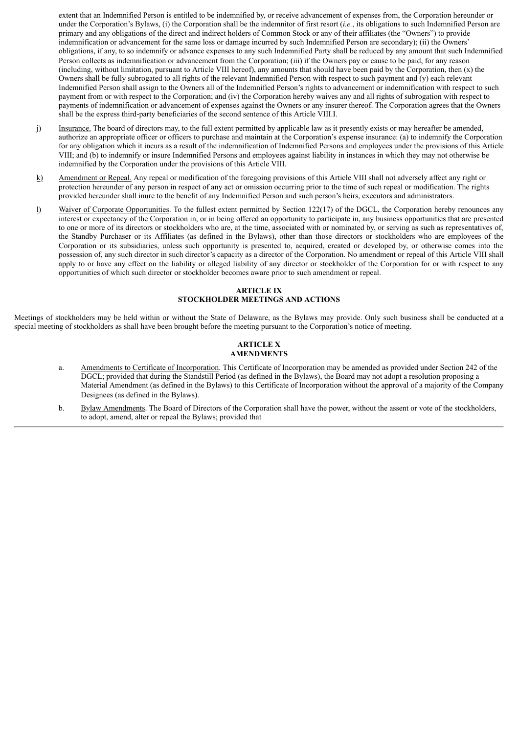extent that an Indemnified Person is entitled to be indemnified by, or receive advancement of expenses from, the Corporation hereunder or under the Corporation's Bylaws, (i) the Corporation shall be the indemnitor of first resort (*i.e.*, its obligations to such Indemnified Person are primary and any obligations of the direct and indirect holders of Common Stock or any of their affiliates (the "Owners") to provide indemnification or advancement for the same loss or damage incurred by such Indemnified Person are secondary); (ii) the Owners' obligations, if any, to so indemnify or advance expenses to any such Indemnified Party shall be reduced by any amount that such Indemnified Person collects as indemnification or advancement from the Corporation; (iii) if the Owners pay or cause to be paid, for any reason (including, without limitation, pursuant to Article VIII hereof), any amounts that should have been paid by the Corporation, then (x) the Owners shall be fully subrogated to all rights of the relevant Indemnified Person with respect to such payment and (y) each relevant Indemnified Person shall assign to the Owners all of the Indemnified Person's rights to advancement or indemnification with respect to such payment from or with respect to the Corporation; and (iv) the Corporation hereby waives any and all rights of subrogation with respect to payments of indemnification or advancement of expenses against the Owners or any insurer thereof. The Corporation agrees that the Owners shall be the express third-party beneficiaries of the second sentence of this Article VIII.I.

j) Insurance. The board of directors may, to the full extent permitted by applicable law as it presently exists or may hereafter be amended, authorize an appropriate officer or officers to purchase and maintain at the Corporation's expense insurance: (a) to indemnify the Corporation for any obligation which it incurs as a result of the indemnification of Indemnified Persons and employees under the provisions of this Article VIII; and (b) to indemnify or insure Indemnified Persons and employees against liability in instances in which they may not otherwise be indemnified by the Corporation under the provisions of this Article VIII.

k) Amendment or Repeal. Any repeal or modification of the foregoing provisions of this Article VIII shall not adversely affect any right or protection hereunder of any person in respect of any act or omission occurring prior to the time of such repeal or modification. The rights provided hereunder shall inure to the benefit of any Indemnified Person and such person's heirs, executors and administrators.

l) Waiver of Corporate Opportunities. To the fullest extent permitted by Section 122(17) of the DGCL, the Corporation hereby renounces any interest or expectancy of the Corporation in, or in being offered an opportunity to participate in, any business opportunities that are presented to one or more of its directors or stockholders who are, at the time, associated with or nominated by, or serving as such as representatives of, the Standby Purchaser or its Affiliates (as defined in the Bylaws), other than those directors or stockholders who are employees of the Corporation or its subsidiaries, unless such opportunity is presented to, acquired, created or developed by, or otherwise comes into the possession of, any such director in such director's capacity as a director of the Corporation. No amendment or repeal of this Article VIII shall apply to or have any effect on the liability or alleged liability of any director or stockholder of the Corporation for or with respect to any opportunities of which such director or stockholder becomes aware prior to such amendment or repeal.

## ARTICLE IX
## STOCKHOLDER MEETINGS AND ACTIONS

Meetings of stockholders may be held within or without the State of Delaware, as the Bylaws may provide. Only such business shall be conducted at a special meeting of stockholders as shall have been brought before the meeting pursuant to the Corporation's notice of meeting.

## ARTICLE X
## AMENDMENTS

a. Amendments to Certificate of Incorporation. This Certificate of Incorporation may be amended as provided under Section 242 of the DGCL; provided that during the Standstill Period (as defined in the Bylaws), the Board may not adopt a resolution proposing a Material Amendment (as defined in the Bylaws) to this Certificate of Incorporation without the approval of a majority of the Company Designees (as defined in the Bylaws).

b. Bylaw Amendments. The Board of Directors of the Corporation shall have the power, without the assent or vote of the stockholders, to adopt, amend, alter or repeal the Bylaws; provided that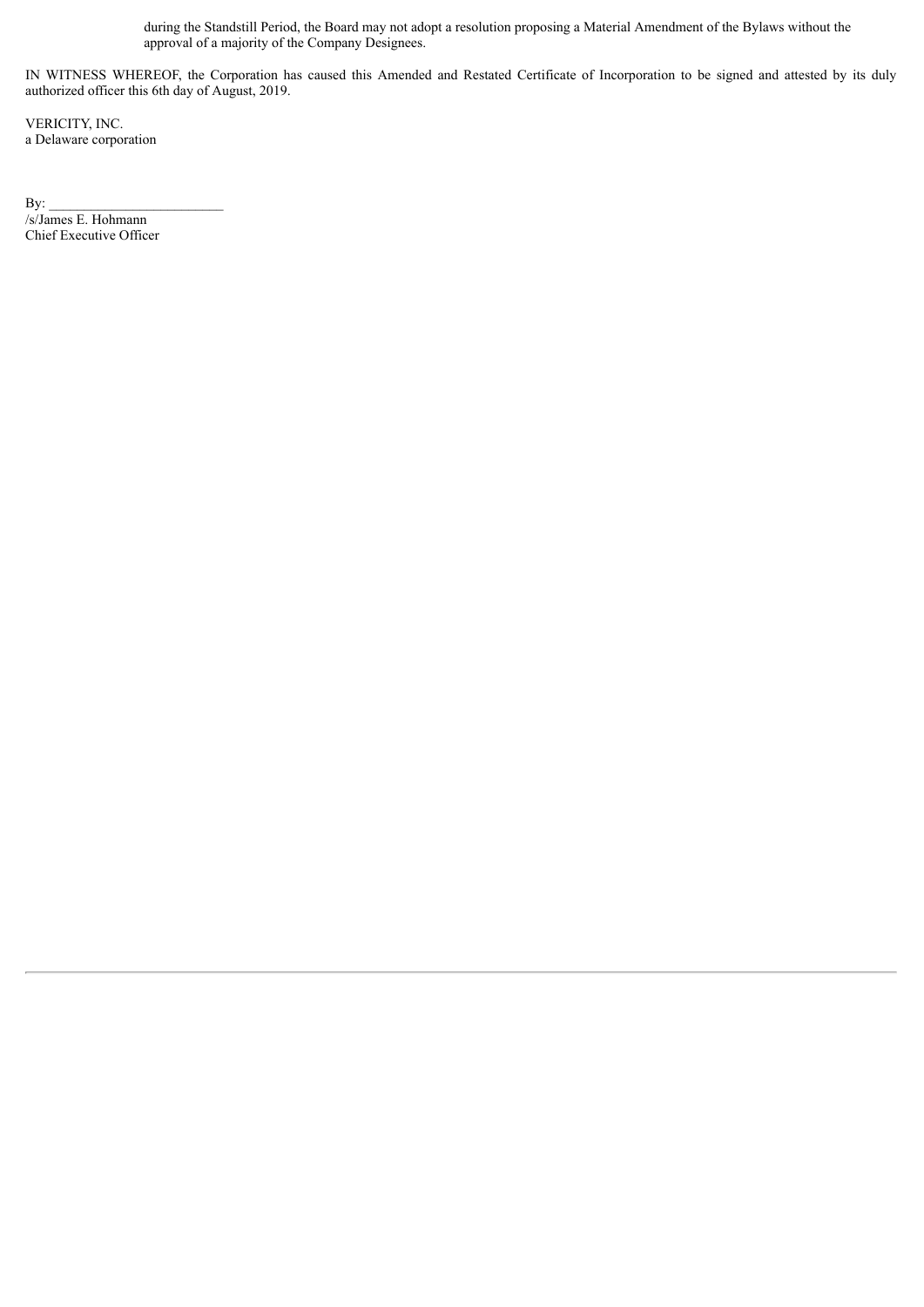during the Standstill Period, the Board may not adopt a resolution proposing a Material Amendment of the Bylaws without the approval of a majority of the Company Designees.

IN WITNESS WHEREOF, the Corporation has caused this Amended and Restated Certificate of Incorporation to be signed and attested by its duly authorized officer this 6th day of August, 2019.

VERICITY, INC.  
a Delaware corporation

By: _________________________  
/s/James E. Hohmann  
Chief Executive Officer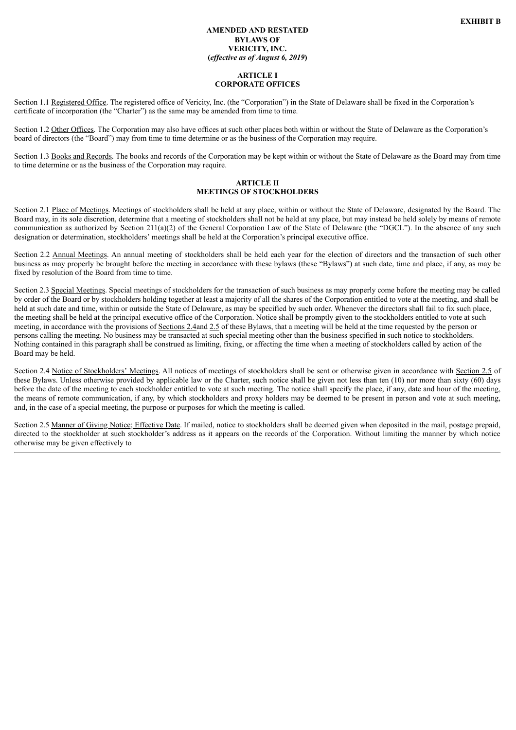**EXHIBIT B**

**AMENDED AND RESTATED**
**BYLAWS OF**
**VERICITY, INC.**
**(*effective as of August 6, 2019*)**

**ARTICLE I**
**CORPORATE OFFICES**

Section 1.1 Registered Office. The registered office of Vericity, Inc. (the "Corporation") in the State of Delaware shall be fixed in the Corporation's certificate of incorporation (the "Charter") as the same may be amended from time to time.

Section 1.2 Other Offices. The Corporation may also have offices at such other places both within or without the State of Delaware as the Corporation's board of directors (the "Board") may from time to time determine or as the business of the Corporation may require.

Section 1.3 Books and Records. The books and records of the Corporation may be kept within or without the State of Delaware as the Board may from time to time determine or as the business of the Corporation may require.

**ARTICLE II**
**MEETINGS OF STOCKHOLDERS**

Section 2.1 Place of Meetings. Meetings of stockholders shall be held at any place, within or without the State of Delaware, designated by the Board. The Board may, in its sole discretion, determine that a meeting of stockholders shall not be held at any place, but may instead be held solely by means of remote communication as authorized by Section 211(a)(2) of the General Corporation Law of the State of Delaware (the "DGCL"). In the absence of any such designation or determination, stockholders' meetings shall be held at the Corporation's principal executive office.

Section 2.2 Annual Meetings. An annual meeting of stockholders shall be held each year for the election of directors and the transaction of such other business as may properly be brought before the meeting in accordance with these bylaws (these "Bylaws") at such date, time and place, if any, as may be fixed by resolution of the Board from time to time.

Section 2.3 Special Meetings. Special meetings of stockholders for the transaction of such business as may properly come before the meeting may be called by order of the Board or by stockholders holding together at least a majority of all the shares of the Corporation entitled to vote at the meeting, and shall be held at such date and time, within or outside the State of Delaware, as may be specified by such order. Whenever the directors shall fail to fix such place, the meeting shall be held at the principal executive office of the Corporation. Notice shall be promptly given to the stockholders entitled to vote at such meeting, in accordance with the provisions of Sections 2.4and 2.5 of these Bylaws, that a meeting will be held at the time requested by the person or persons calling the meeting. No business may be transacted at such special meeting other than the business specified in such notice to stockholders. Nothing contained in this paragraph shall be construed as limiting, fixing, or affecting the time when a meeting of stockholders called by action of the Board may be held.

Section 2.4 Notice of Stockholders' Meetings. All notices of meetings of stockholders shall be sent or otherwise given in accordance with Section 2.5 of these Bylaws. Unless otherwise provided by applicable law or the Charter, such notice shall be given not less than ten (10) nor more than sixty (60) days before the date of the meeting to each stockholder entitled to vote at such meeting. The notice shall specify the place, if any, date and hour of the meeting, the means of remote communication, if any, by which stockholders and proxy holders may be deemed to be present in person and vote at such meeting, and, in the case of a special meeting, the purpose or purposes for which the meeting is called.

Section 2.5 Manner of Giving Notice; Effective Date. If mailed, notice to stockholders shall be deemed given when deposited in the mail, postage prepaid, directed to the stockholder at such stockholder's address as it appears on the records of the Corporation. Without limiting the manner by which notice otherwise may be given effectively to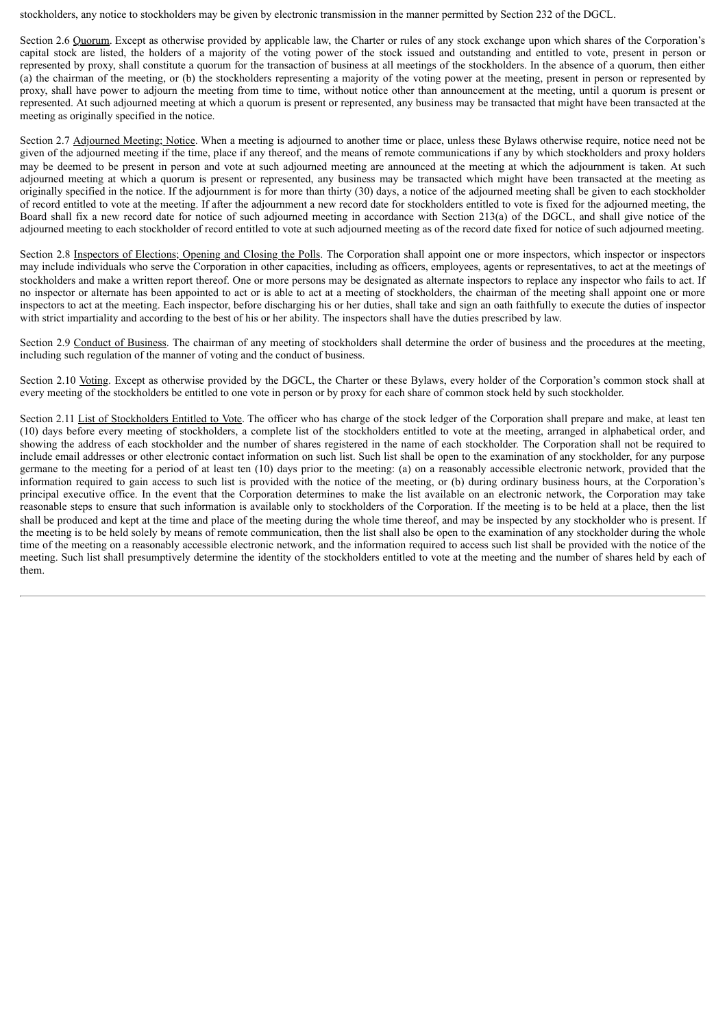stockholders, any notice to stockholders may be given by electronic transmission in the manner permitted by Section 232 of the DGCL.

Section 2.6 Quorum. Except as otherwise provided by applicable law, the Charter or rules of any stock exchange upon which shares of the Corporation's capital stock are listed, the holders of a majority of the voting power of the stock issued and outstanding and entitled to vote, present in person or represented by proxy, shall constitute a quorum for the transaction of business at all meetings of the stockholders. In the absence of a quorum, then either (a) the chairman of the meeting, or (b) the stockholders representing a majority of the voting power at the meeting, present in person or represented by proxy, shall have power to adjourn the meeting from time to time, without notice other than announcement at the meeting, until a quorum is present or represented. At such adjourned meeting at which a quorum is present or represented, any business may be transacted that might have been transacted at the meeting as originally specified in the notice.

Section 2.7 Adjourned Meeting; Notice. When a meeting is adjourned to another time or place, unless these Bylaws otherwise require, notice need not be given of the adjourned meeting if the time, place if any thereof, and the means of remote communications if any by which stockholders and proxy holders may be deemed to be present in person and vote at such adjourned meeting are announced at the meeting at which the adjournment is taken. At such adjourned meeting at which a quorum is present or represented, any business may be transacted which might have been transacted at the meeting as originally specified in the notice. If the adjournment is for more than thirty (30) days, a notice of the adjourned meeting shall be given to each stockholder of record entitled to vote at the meeting. If after the adjournment a new record date for stockholders entitled to vote is fixed for the adjourned meeting, the Board shall fix a new record date for notice of such adjourned meeting in accordance with Section 213(a) of the DGCL, and shall give notice of the adjourned meeting to each stockholder of record entitled to vote at such adjourned meeting as of the record date fixed for notice of such adjourned meeting.

Section 2.8 Inspectors of Elections; Opening and Closing the Polls. The Corporation shall appoint one or more inspectors, which inspector or inspectors may include individuals who serve the Corporation in other capacities, including as officers, employees, agents or representatives, to act at the meetings of stockholders and make a written report thereof. One or more persons may be designated as alternate inspectors to replace any inspector who fails to act. If no inspector or alternate has been appointed to act or is able to act at a meeting of stockholders, the chairman of the meeting shall appoint one or more inspectors to act at the meeting. Each inspector, before discharging his or her duties, shall take and sign an oath faithfully to execute the duties of inspector with strict impartiality and according to the best of his or her ability. The inspectors shall have the duties prescribed by law.

Section 2.9 Conduct of Business. The chairman of any meeting of stockholders shall determine the order of business and the procedures at the meeting, including such regulation of the manner of voting and the conduct of business.

Section 2.10 Voting. Except as otherwise provided by the DGCL, the Charter or these Bylaws, every holder of the Corporation's common stock shall at every meeting of the stockholders be entitled to one vote in person or by proxy for each share of common stock held by such stockholder.

Section 2.11 List of Stockholders Entitled to Vote. The officer who has charge of the stock ledger of the Corporation shall prepare and make, at least ten (10) days before every meeting of stockholders, a complete list of the stockholders entitled to vote at the meeting, arranged in alphabetical order, and showing the address of each stockholder and the number of shares registered in the name of each stockholder. The Corporation shall not be required to include email addresses or other electronic contact information on such list. Such list shall be open to the examination of any stockholder, for any purpose germane to the meeting for a period of at least ten (10) days prior to the meeting: (a) on a reasonably accessible electronic network, provided that the information required to gain access to such list is provided with the notice of the meeting, or (b) during ordinary business hours, at the Corporation's principal executive office. In the event that the Corporation determines to make the list available on an electronic network, the Corporation may take reasonable steps to ensure that such information is available only to stockholders of the Corporation. If the meeting is to be held at a place, then the list shall be produced and kept at the time and place of the meeting during the whole time thereof, and may be inspected by any stockholder who is present. If the meeting is to be held solely by means of remote communication, then the list shall also be open to the examination of any stockholder during the whole time of the meeting on a reasonably accessible electronic network, and the information required to access such list shall be provided with the notice of the meeting. Such list shall presumptively determine the identity of the stockholders entitled to vote at the meeting and the number of shares held by each of them.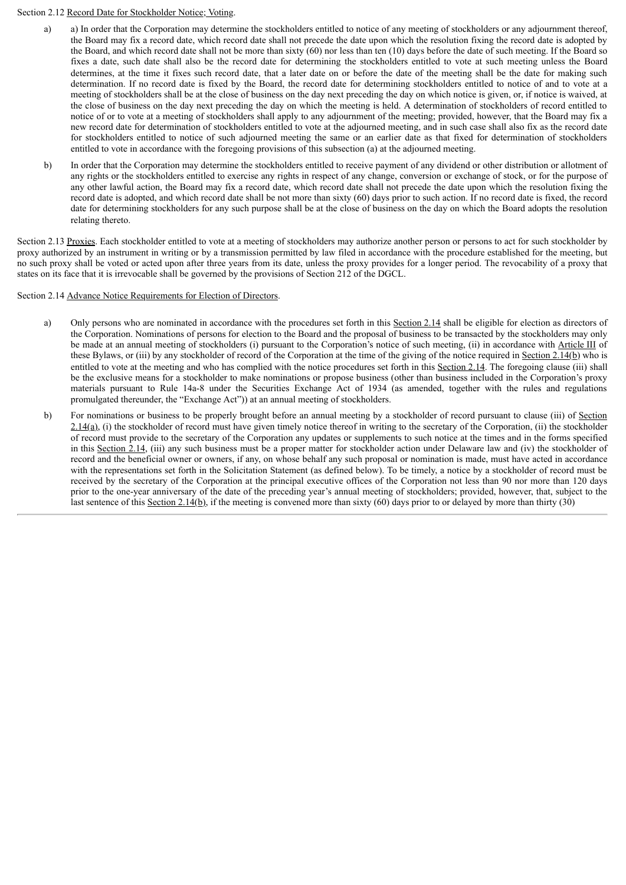Section 2.12 Record Date for Stockholder Notice; Voting.

a) a) In order that the Corporation may determine the stockholders entitled to notice of any meeting of stockholders or any adjournment thereof, the Board may fix a record date, which record date shall not precede the date upon which the resolution fixing the record date is adopted by the Board, and which record date shall not be more than sixty (60) nor less than ten (10) days before the date of such meeting. If the Board so fixes a date, such date shall also be the record date for determining the stockholders entitled to vote at such meeting unless the Board determines, at the time it fixes such record date, that a later date on or before the date of the meeting shall be the date for making such determination. If no record date is fixed by the Board, the record date for determining stockholders entitled to notice of and to vote at a meeting of stockholders shall be at the close of business on the day next preceding the day on which notice is given, or, if notice is waived, at the close of business on the day next preceding the day on which the meeting is held. A determination of stockholders of record entitled to notice of or to vote at a meeting of stockholders shall apply to any adjournment of the meeting; provided, however, that the Board may fix a new record date for determination of stockholders entitled to vote at the adjourned meeting, and in such case shall also fix as the record date for stockholders entitled to notice of such adjourned meeting the same or an earlier date as that fixed for determination of stockholders entitled to vote in accordance with the foregoing provisions of this subsection (a) at the adjourned meeting.

b) In order that the Corporation may determine the stockholders entitled to receive payment of any dividend or other distribution or allotment of any rights or the stockholders entitled to exercise any rights in respect of any change, conversion or exchange of stock, or for the purpose of any other lawful action, the Board may fix a record date, which record date shall not precede the date upon which the resolution fixing the record date is adopted, and which record date shall be not more than sixty (60) days prior to such action. If no record date is fixed, the record date for determining stockholders for any such purpose shall be at the close of business on the day on which the Board adopts the resolution relating thereto.

Section 2.13 Proxies. Each stockholder entitled to vote at a meeting of stockholders may authorize another person or persons to act for such stockholder by proxy authorized by an instrument in writing or by a transmission permitted by law filed in accordance with the procedure established for the meeting, but no such proxy shall be voted or acted upon after three years from its date, unless the proxy provides for a longer period. The revocability of a proxy that states on its face that it is irrevocable shall be governed by the provisions of Section 212 of the DGCL.

Section 2.14 Advance Notice Requirements for Election of Directors.

a) Only persons who are nominated in accordance with the procedures set forth in this Section 2.14 shall be eligible for election as directors of the Corporation. Nominations of persons for election to the Board and the proposal of business to be transacted by the stockholders may only be made at an annual meeting of stockholders (i) pursuant to the Corporation's notice of such meeting, (ii) in accordance with Article III of these Bylaws, or (iii) by any stockholder of record of the Corporation at the time of the giving of the notice required in Section 2.14(b) who is entitled to vote at the meeting and who has complied with the notice procedures set forth in this Section 2.14. The foregoing clause (iii) shall be the exclusive means for a stockholder to make nominations or propose business (other than business included in the Corporation's proxy materials pursuant to Rule 14a-8 under the Securities Exchange Act of 1934 (as amended, together with the rules and regulations promulgated thereunder, the "Exchange Act")) at an annual meeting of stockholders.

b) For nominations or business to be properly brought before an annual meeting by a stockholder of record pursuant to clause (iii) of Section 2.14(a), (i) the stockholder of record must have given timely notice thereof in writing to the secretary of the Corporation, (ii) the stockholder of record must provide to the secretary of the Corporation any updates or supplements to such notice at the times and in the forms specified in this Section 2.14, (iii) any such business must be a proper matter for stockholder action under Delaware law and (iv) the stockholder of record and the beneficial owner or owners, if any, on whose behalf any such proposal or nomination is made, must have acted in accordance with the representations set forth in the Solicitation Statement (as defined below). To be timely, a notice by a stockholder of record must be received by the secretary of the Corporation at the principal executive offices of the Corporation not less than 90 nor more than 120 days prior to the one-year anniversary of the date of the preceding year's annual meeting of stockholders; provided, however, that, subject to the last sentence of this Section 2.14(b), if the meeting is convened more than sixty (60) days prior to or delayed by more than thirty (30)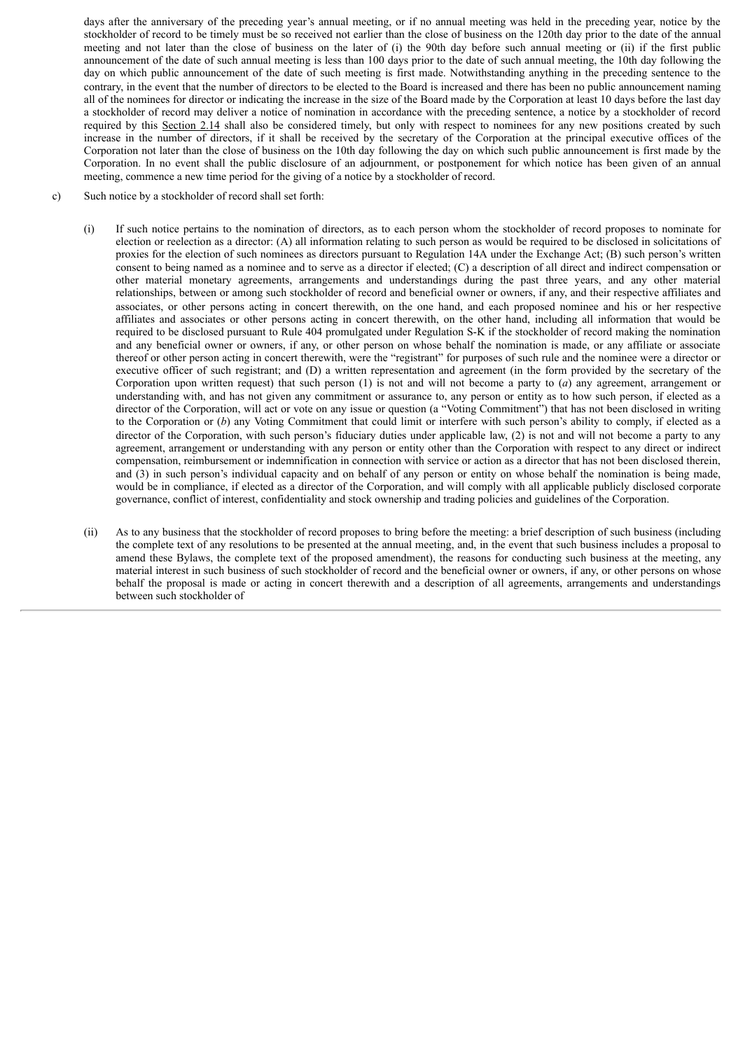days after the anniversary of the preceding year's annual meeting, or if no annual meeting was held in the preceding year, notice by the stockholder of record to be timely must be so received not earlier than the close of business on the 120th day prior to the date of the annual meeting and not later than the close of business on the later of (i) the 90th day before such annual meeting or (ii) if the first public announcement of the date of such annual meeting is less than 100 days prior to the date of such annual meeting, the 10th day following the day on which public announcement of the date of such meeting is first made. Notwithstanding anything in the preceding sentence to the contrary, in the event that the number of directors to be elected to the Board is increased and there has been no public announcement naming all of the nominees for director or indicating the increase in the size of the Board made by the Corporation at least 10 days before the last day a stockholder of record may deliver a notice of nomination in accordance with the preceding sentence, a notice by a stockholder of record required by this Section 2.14 shall also be considered timely, but only with respect to nominees for any new positions created by such increase in the number of directors, if it shall be received by the secretary of the Corporation at the principal executive offices of the Corporation not later than the close of business on the 10th day following the day on which such public announcement is first made by the Corporation. In no event shall the public disclosure of an adjournment, or postponement for which notice has been given of an annual meeting, commence a new time period for the giving of a notice by a stockholder of record.

c) Such notice by a stockholder of record shall set forth:

(i) If such notice pertains to the nomination of directors, as to each person whom the stockholder of record proposes to nominate for election or reelection as a director: (A) all information relating to such person as would be required to be disclosed in solicitations of proxies for the election of such nominees as directors pursuant to Regulation 14A under the Exchange Act; (B) such person's written consent to being named as a nominee and to serve as a director if elected; (C) a description of all direct and indirect compensation or other material monetary agreements, arrangements and understandings during the past three years, and any other material relationships, between or among such stockholder of record and beneficial owner or owners, if any, and their respective affiliates and associates, or other persons acting in concert therewith, on the one hand, and each proposed nominee and his or her respective affiliates and associates or other persons acting in concert therewith, on the other hand, including all information that would be required to be disclosed pursuant to Rule 404 promulgated under Regulation S-K if the stockholder of record making the nomination and any beneficial owner or owners, if any, or other person on whose behalf the nomination is made, or any affiliate or associate thereof or other person acting in concert therewith, were the "registrant" for purposes of such rule and the nominee were a director or executive officer of such registrant; and (D) a written representation and agreement (in the form provided by the secretary of the Corporation upon written request) that such person (1) is not and will not become a party to (*a*) any agreement, arrangement or understanding with, and has not given any commitment or assurance to, any person or entity as to how such person, if elected as a director of the Corporation, will act or vote on any issue or question (a "Voting Commitment") that has not been disclosed in writing to the Corporation or (*b*) any Voting Commitment that could limit or interfere with such person's ability to comply, if elected as a director of the Corporation, with such person's fiduciary duties under applicable law, (2) is not and will not become a party to any agreement, arrangement or understanding with any person or entity other than the Corporation with respect to any direct or indirect compensation, reimbursement or indemnification in connection with service or action as a director that has not been disclosed therein, and (3) in such person's individual capacity and on behalf of any person or entity on whose behalf the nomination is being made, would be in compliance, if elected as a director of the Corporation, and will comply with all applicable publicly disclosed corporate governance, conflict of interest, confidentiality and stock ownership and trading policies and guidelines of the Corporation.

(ii) As to any business that the stockholder of record proposes to bring before the meeting: a brief description of such business (including the complete text of any resolutions to be presented at the annual meeting, and, in the event that such business includes a proposal to amend these Bylaws, the complete text of the proposed amendment), the reasons for conducting such business at the meeting, any material interest in such business of such stockholder of record and the beneficial owner or owners, if any, or other persons on whose behalf the proposal is made or acting in concert therewith and a description of all agreements, arrangements and understandings between such stockholder of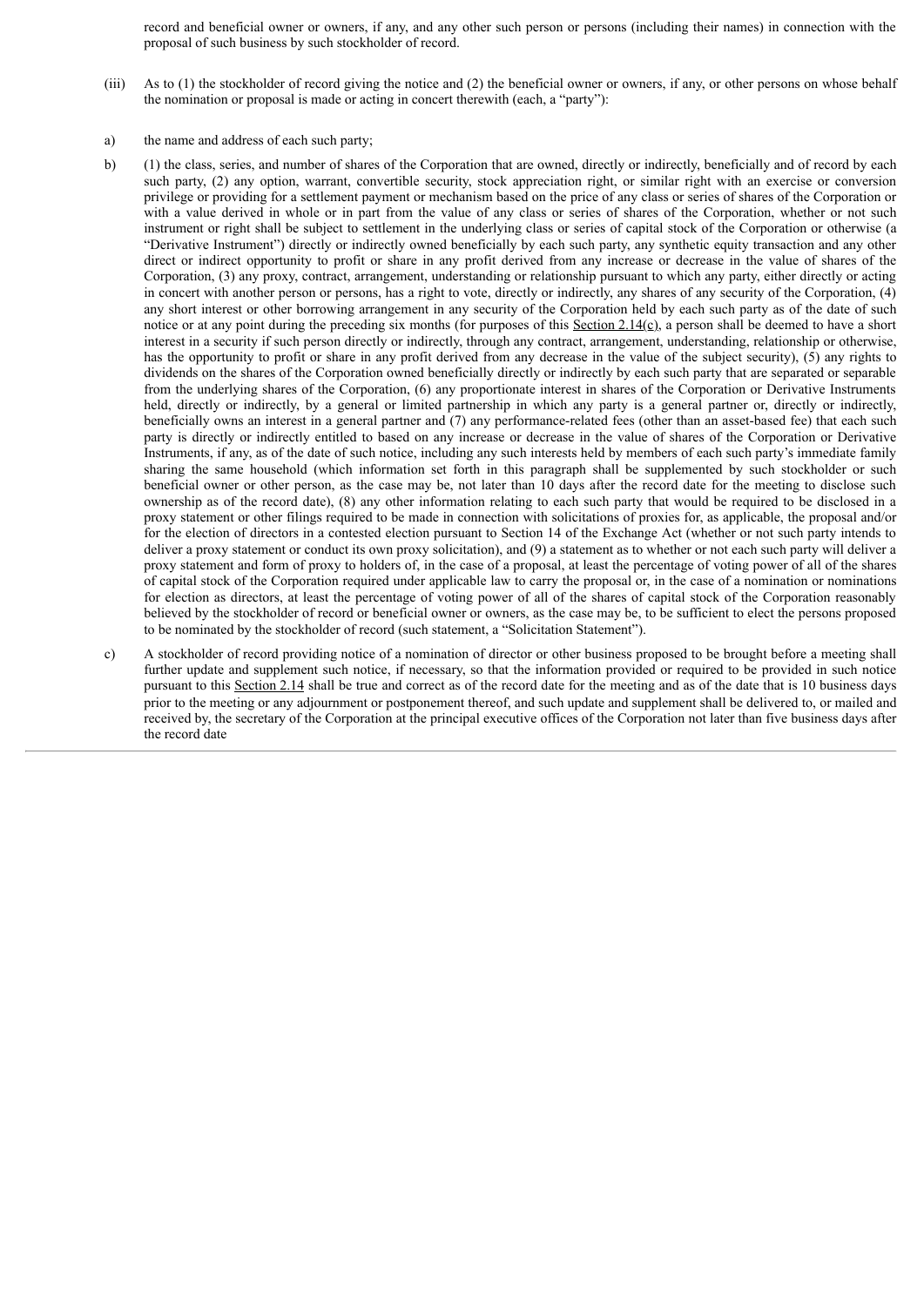record and beneficial owner or owners, if any, and any other such person or persons (including their names) in connection with the proposal of such business by such stockholder of record.

(iii) As to (1) the stockholder of record giving the notice and (2) the beneficial owner or owners, if any, or other persons on whose behalf the nomination or proposal is made or acting in concert therewith (each, a "party"):

a) the name and address of each such party;

b) (1) the class, series, and number of shares of the Corporation that are owned, directly or indirectly, beneficially and of record by each such party, (2) any option, warrant, convertible security, stock appreciation right, or similar right with an exercise or conversion privilege or providing for a settlement payment or mechanism based on the price of any class or series of shares of the Corporation or with a value derived in whole or in part from the value of any class or series of shares of the Corporation, whether or not such instrument or right shall be subject to settlement in the underlying class or series of capital stock of the Corporation or otherwise (a "Derivative Instrument") directly or indirectly owned beneficially by each such party, any synthetic equity transaction and any other direct or indirect opportunity to profit or share in any profit derived from any increase or decrease in the value of shares of the Corporation, (3) any proxy, contract, arrangement, understanding or relationship pursuant to which any party, either directly or acting in concert with another person or persons, has a right to vote, directly or indirectly, any shares of any security of the Corporation, (4) any short interest or other borrowing arrangement in any security of the Corporation held by each such party as of the date of such notice or at any point during the preceding six months (for purposes of this Section 2.14(c), a person shall be deemed to have a short interest in a security if such person directly or indirectly, through any contract, arrangement, understanding, relationship or otherwise, has the opportunity to profit or share in any profit derived from any decrease in the value of the subject security), (5) any rights to dividends on the shares of the Corporation owned beneficially directly or indirectly by each such party that are separated or separable from the underlying shares of the Corporation, (6) any proportionate interest in shares of the Corporation or Derivative Instruments held, directly or indirectly, by a general or limited partnership in which any party is a general partner or, directly or indirectly, beneficially owns an interest in a general partner and (7) any performance-related fees (other than an asset-based fee) that each such party is directly or indirectly entitled to based on any increase or decrease in the value of shares of the Corporation or Derivative Instruments, if any, as of the date of such notice, including any such interests held by members of each such party's immediate family sharing the same household (which information set forth in this paragraph shall be supplemented by such stockholder or such beneficial owner or other person, as the case may be, not later than 10 days after the record date for the meeting to disclose such ownership as of the record date), (8) any other information relating to each such party that would be required to be disclosed in a proxy statement or other filings required to be made in connection with solicitations of proxies for, as applicable, the proposal and/or for the election of directors in a contested election pursuant to Section 14 of the Exchange Act (whether or not such party intends to deliver a proxy statement or conduct its own proxy solicitation), and (9) a statement as to whether or not each such party will deliver a proxy statement and form of proxy to holders of, in the case of a proposal, at least the percentage of voting power of all of the shares of capital stock of the Corporation required under applicable law to carry the proposal or, in the case of a nomination or nominations for election as directors, at least the percentage of voting power of all of the shares of capital stock of the Corporation reasonably believed by the stockholder of record or beneficial owner or owners, as the case may be, to be sufficient to elect the persons proposed to be nominated by the stockholder of record (such statement, a "Solicitation Statement").

c) A stockholder of record providing notice of a nomination of director or other business proposed to be brought before a meeting shall further update and supplement such notice, if necessary, so that the information provided or required to be provided in such notice pursuant to this Section 2.14 shall be true and correct as of the record date for the meeting and as of the date that is 10 business days prior to the meeting or any adjournment or postponement thereof, and such update and supplement shall be delivered to, or mailed and received by, the secretary of the Corporation at the principal executive offices of the Corporation not later than five business days after the record date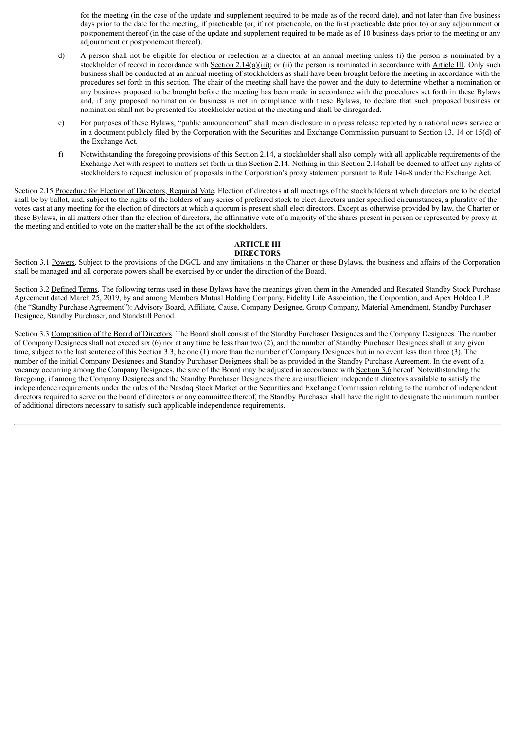for the meeting (in the case of the update and supplement required to be made as of the record date), and not later than five business days prior to the date for the meeting, if practicable (or, if not practicable, on the first practicable date prior to) or any adjournment or postponement thereof (in the case of the update and supplement required to be made as of 10 business days prior to the meeting or any adjournment or postponement thereof).

d) A person shall not be eligible for election or reelection as a director at an annual meeting unless (i) the person is nominated by a stockholder of record in accordance with Section 2.14(a)(iii); or (ii) the person is nominated in accordance with Article III. Only such business shall be conducted at an annual meeting of stockholders as shall have been brought before the meeting in accordance with the procedures set forth in this section. The chair of the meeting shall have the power and the duty to determine whether a nomination or any business proposed to be brought before the meeting has been made in accordance with the procedures set forth in these Bylaws and, if any proposed nomination or business is not in compliance with these Bylaws, to declare that such proposed business or nomination shall not be presented for stockholder action at the meeting and shall be disregarded.

e) For purposes of these Bylaws, "public announcement" shall mean disclosure in a press release reported by a national news service or in a document publicly filed by the Corporation with the Securities and Exchange Commission pursuant to Section 13, 14 or 15(d) of the Exchange Act.

f) Notwithstanding the foregoing provisions of this Section 2.14, a stockholder shall also comply with all applicable requirements of the Exchange Act with respect to matters set forth in this Section 2.14. Nothing in this Section 2.14shall be deemed to affect any rights of stockholders to request inclusion of proposals in the Corporation's proxy statement pursuant to Rule 14a-8 under the Exchange Act.

Section 2.15 Procedure for Election of Directors; Required Vote. Election of directors at all meetings of the stockholders at which directors are to be elected shall be by ballot, and, subject to the rights of the holders of any series of preferred stock to elect directors under specified circumstances, a plurality of the votes cast at any meeting for the election of directors at which a quorum is present shall elect directors. Except as otherwise provided by law, the Charter or these Bylaws, in all matters other than the election of directors, the affirmative vote of a majority of the shares present in person or represented by proxy at the meeting and entitled to vote on the matter shall be the act of the stockholders.

## ARTICLE III
## DIRECTORS

Section 3.1 Powers. Subject to the provisions of the DGCL and any limitations in the Charter or these Bylaws, the business and affairs of the Corporation shall be managed and all corporate powers shall be exercised by or under the direction of the Board.

Section 3.2 Defined Terms. The following terms used in these Bylaws have the meanings given them in the Amended and Restated Standby Stock Purchase Agreement dated March 25, 2019, by and among Members Mutual Holding Company, Fidelity Life Association, the Corporation, and Apex Holdco L.P. (the "Standby Purchase Agreement"): Advisory Board, Affiliate, Cause, Company Designee, Group Company, Material Amendment, Standby Purchaser Designee, Standby Purchaser, and Standstill Period.

Section 3.3 Composition of the Board of Directors. The Board shall consist of the Standby Purchaser Designees and the Company Designees. The number of Company Designees shall not exceed six (6) nor at any time be less than two (2), and the number of Standby Purchaser Designees shall at any given time, subject to the last sentence of this Section 3.3, be one (1) more than the number of Company Designees but in no event less than three (3). The number of the initial Company Designees and Standby Purchaser Designees shall be as provided in the Standby Purchase Agreement. In the event of a vacancy occurring among the Company Designees, the size of the Board may be adjusted in accordance with Section 3.6 hereof. Notwithstanding the foregoing, if among the Company Designees and the Standby Purchaser Designees there are insufficient independent directors available to satisfy the independence requirements under the rules of the Nasdaq Stock Market or the Securities and Exchange Commission relating to the number of independent directors required to serve on the board of directors or any committee thereof, the Standby Purchaser shall have the right to designate the minimum number of additional directors necessary to satisfy such applicable independence requirements.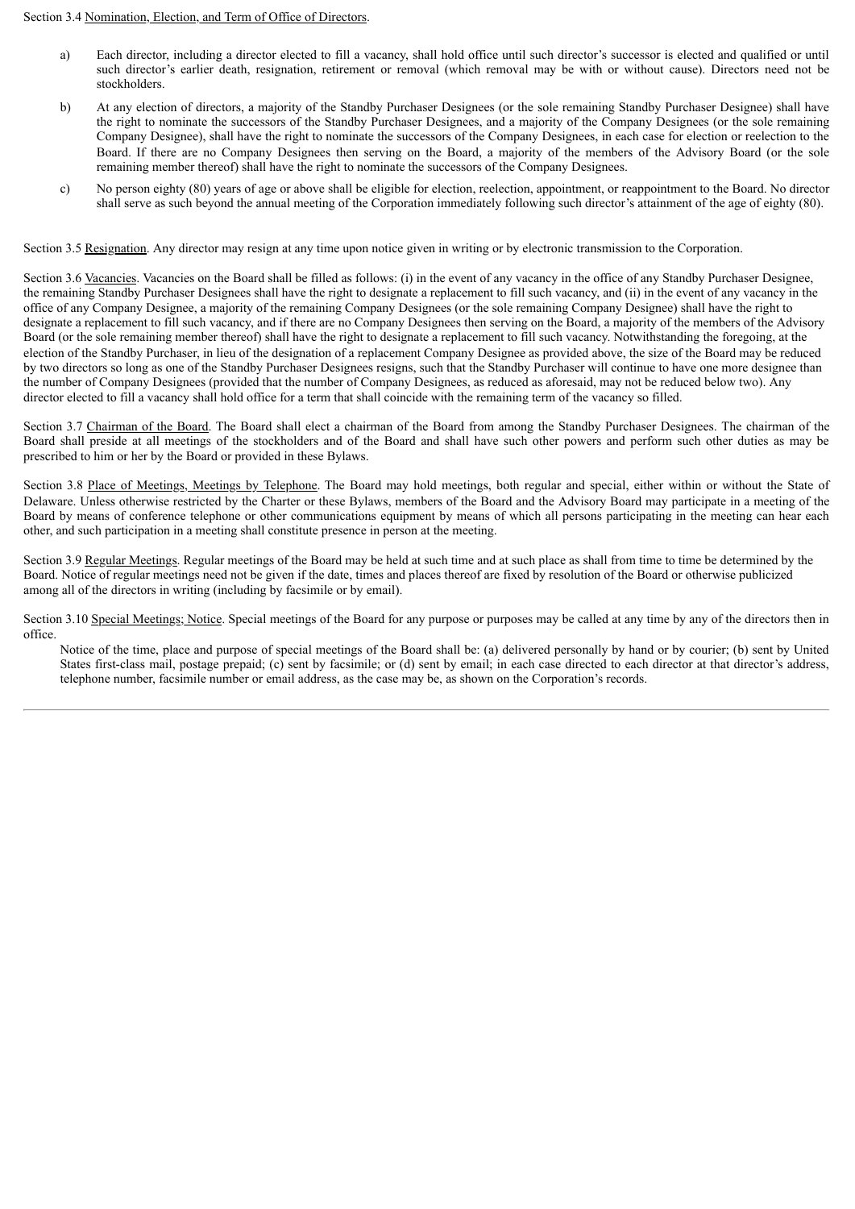Section 3.4 Nomination, Election, and Term of Office of Directors.

a) Each director, including a director elected to fill a vacancy, shall hold office until such director's successor is elected and qualified or until such director's earlier death, resignation, retirement or removal (which removal may be with or without cause). Directors need not be stockholders.

b) At any election of directors, a majority of the Standby Purchaser Designees (or the sole remaining Standby Purchaser Designee) shall have the right to nominate the successors of the Standby Purchaser Designees, and a majority of the Company Designees (or the sole remaining Company Designee), shall have the right to nominate the successors of the Company Designees, in each case for election or reelection to the Board. If there are no Company Designees then serving on the Board, a majority of the members of the Advisory Board (or the sole remaining member thereof) shall have the right to nominate the successors of the Company Designees.

c) No person eighty (80) years of age or above shall be eligible for election, reelection, appointment, or reappointment to the Board. No director shall serve as such beyond the annual meeting of the Corporation immediately following such director's attainment of the age of eighty (80).

Section 3.5 Resignation. Any director may resign at any time upon notice given in writing or by electronic transmission to the Corporation.

Section 3.6 Vacancies. Vacancies on the Board shall be filled as follows: (i) in the event of any vacancy in the office of any Standby Purchaser Designee, the remaining Standby Purchaser Designees shall have the right to designate a replacement to fill such vacancy, and (ii) in the event of any vacancy in the office of any Company Designee, a majority of the remaining Company Designees (or the sole remaining Company Designee) shall have the right to designate a replacement to fill such vacancy, and if there are no Company Designees then serving on the Board, a majority of the members of the Advisory Board (or the sole remaining member thereof) shall have the right to designate a replacement to fill such vacancy. Notwithstanding the foregoing, at the election of the Standby Purchaser, in lieu of the designation of a replacement Company Designee as provided above, the size of the Board may be reduced by two directors so long as one of the Standby Purchaser Designees resigns, such that the Standby Purchaser will continue to have one more designee than the number of Company Designees (provided that the number of Company Designees, as reduced as aforesaid, may not be reduced below two). Any director elected to fill a vacancy shall hold office for a term that shall coincide with the remaining term of the vacancy so filled.

Section 3.7 Chairman of the Board. The Board shall elect a chairman of the Board from among the Standby Purchaser Designees. The chairman of the Board shall preside at all meetings of the stockholders and of the Board and shall have such other powers and perform such other duties as may be prescribed to him or her by the Board or provided in these Bylaws.

Section 3.8 Place of Meetings, Meetings by Telephone. The Board may hold meetings, both regular and special, either within or without the State of Delaware. Unless otherwise restricted by the Charter or these Bylaws, members of the Board and the Advisory Board may participate in a meeting of the Board by means of conference telephone or other communications equipment by means of which all persons participating in the meeting can hear each other, and such participation in a meeting shall constitute presence in person at the meeting.

Section 3.9 Regular Meetings. Regular meetings of the Board may be held at such time and at such place as shall from time to time be determined by the Board. Notice of regular meetings need not be given if the date, times and places thereof are fixed by resolution of the Board or otherwise publicized among all of the directors in writing (including by facsimile or by email).

Section 3.10 Special Meetings; Notice. Special meetings of the Board for any purpose or purposes may be called at any time by any of the directors then in office.

Notice of the time, place and purpose of special meetings of the Board shall be: (a) delivered personally by hand or by courier; (b) sent by United States first-class mail, postage prepaid; (c) sent by facsimile; or (d) sent by email; in each case directed to each director at that director's address, telephone number, facsimile number or email address, as the case may be, as shown on the Corporation's records.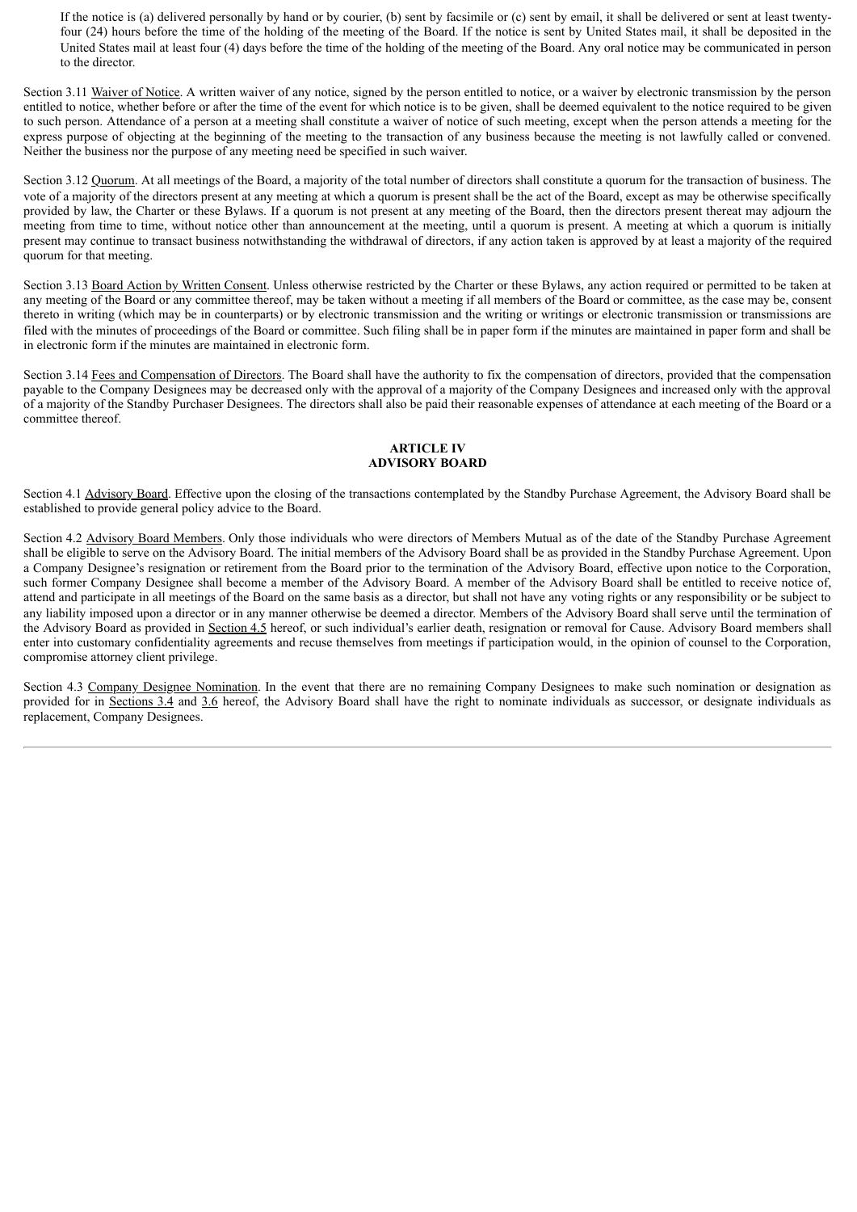If the notice is (a) delivered personally by hand or by courier, (b) sent by facsimile or (c) sent by email, it shall be delivered or sent at least twenty-four (24) hours before the time of the holding of the meeting of the Board. If the notice is sent by United States mail, it shall be deposited in the United States mail at least four (4) days before the time of the holding of the meeting of the Board. Any oral notice may be communicated in person to the director.

Section 3.11 Waiver of Notice. A written waiver of any notice, signed by the person entitled to notice, or a waiver by electronic transmission by the person entitled to notice, whether before or after the time of the event for which notice is to be given, shall be deemed equivalent to the notice required to be given to such person. Attendance of a person at a meeting shall constitute a waiver of notice of such meeting, except when the person attends a meeting for the express purpose of objecting at the beginning of the meeting to the transaction of any business because the meeting is not lawfully called or convened. Neither the business nor the purpose of any meeting need be specified in such waiver.

Section 3.12 Quorum. At all meetings of the Board, a majority of the total number of directors shall constitute a quorum for the transaction of business. The vote of a majority of the directors present at any meeting at which a quorum is present shall be the act of the Board, except as may be otherwise specifically provided by law, the Charter or these Bylaws. If a quorum is not present at any meeting of the Board, then the directors present thereat may adjourn the meeting from time to time, without notice other than announcement at the meeting, until a quorum is present. A meeting at which a quorum is initially present may continue to transact business notwithstanding the withdrawal of directors, if any action taken is approved by at least a majority of the required quorum for that meeting.

Section 3.13 Board Action by Written Consent. Unless otherwise restricted by the Charter or these Bylaws, any action required or permitted to be taken at any meeting of the Board or any committee thereof, may be taken without a meeting if all members of the Board or committee, as the case may be, consent thereto in writing (which may be in counterparts) or by electronic transmission and the writing or writings or electronic transmission or transmissions are filed with the minutes of proceedings of the Board or committee. Such filing shall be in paper form if the minutes are maintained in paper form and shall be in electronic form if the minutes are maintained in electronic form.

Section 3.14 Fees and Compensation of Directors. The Board shall have the authority to fix the compensation of directors, provided that the compensation payable to the Company Designees may be decreased only with the approval of a majority of the Company Designees and increased only with the approval of a majority of the Standby Purchaser Designees. The directors shall also be paid their reasonable expenses of attendance at each meeting of the Board or a committee thereof.

## ARTICLE IV
## ADVISORY BOARD

Section 4.1 Advisory Board. Effective upon the closing of the transactions contemplated by the Standby Purchase Agreement, the Advisory Board shall be established to provide general policy advice to the Board.

Section 4.2 Advisory Board Members. Only those individuals who were directors of Members Mutual as of the date of the Standby Purchase Agreement shall be eligible to serve on the Advisory Board. The initial members of the Advisory Board shall be as provided in the Standby Purchase Agreement. Upon a Company Designee's resignation or retirement from the Board prior to the termination of the Advisory Board, effective upon notice to the Corporation, such former Company Designee shall become a member of the Advisory Board. A member of the Advisory Board shall be entitled to receive notice of, attend and participate in all meetings of the Board on the same basis as a director, but shall not have any voting rights or any responsibility or be subject to any liability imposed upon a director or in any manner otherwise be deemed a director. Members of the Advisory Board shall serve until the termination of the Advisory Board as provided in Section 4.5 hereof, or such individual's earlier death, resignation or removal for Cause. Advisory Board members shall enter into customary confidentiality agreements and recuse themselves from meetings if participation would, in the opinion of counsel to the Corporation, compromise attorney client privilege.

Section 4.3 Company Designee Nomination. In the event that there are no remaining Company Designees to make such nomination or designation as provided for in Sections 3.4 and 3.6 hereof, the Advisory Board shall have the right to nominate individuals as successor, or designate individuals as replacement, Company Designees.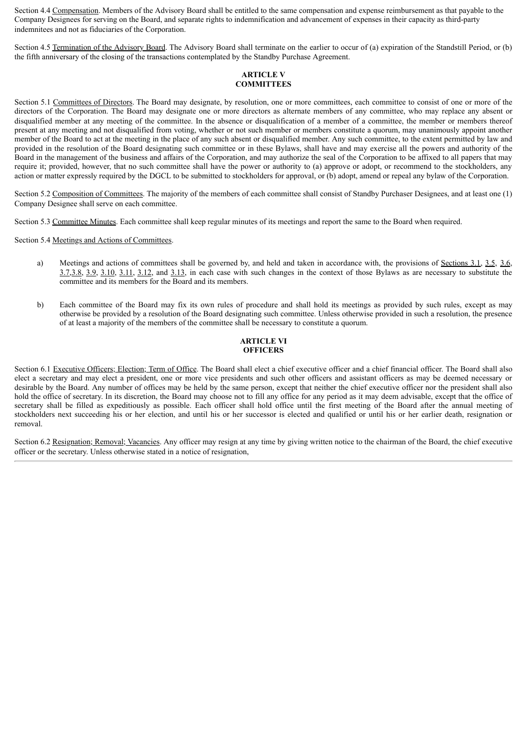Section 4.4 Compensation. Members of the Advisory Board shall be entitled to the same compensation and expense reimbursement as that payable to the Company Designees for serving on the Board, and separate rights to indemnification and advancement of expenses in their capacity as third-party indemnitees and not as fiduciaries of the Corporation.

Section 4.5 Termination of the Advisory Board. The Advisory Board shall terminate on the earlier to occur of (a) expiration of the Standstill Period, or (b) the fifth anniversary of the closing of the transactions contemplated by the Standby Purchase Agreement.

## ARTICLE V
## COMMITTEES

Section 5.1 Committees of Directors. The Board may designate, by resolution, one or more committees, each committee to consist of one or more of the directors of the Corporation. The Board may designate one or more directors as alternate members of any committee, who may replace any absent or disqualified member at any meeting of the committee. In the absence or disqualification of a member of a committee, the member or members thereof present at any meeting and not disqualified from voting, whether or not such member or members constitute a quorum, may unanimously appoint another member of the Board to act at the meeting in the place of any such absent or disqualified member. Any such committee, to the extent permitted by law and provided in the resolution of the Board designating such committee or in these Bylaws, shall have and may exercise all the powers and authority of the Board in the management of the business and affairs of the Corporation, and may authorize the seal of the Corporation to be affixed to all papers that may require it; provided, however, that no such committee shall have the power or authority to (a) approve or adopt, or recommend to the stockholders, any action or matter expressly required by the DGCL to be submitted to stockholders for approval, or (b) adopt, amend or repeal any bylaw of the Corporation.

Section 5.2 Composition of Committees. The majority of the members of each committee shall consist of Standby Purchaser Designees, and at least one (1) Company Designee shall serve on each committee.

Section 5.3 Committee Minutes. Each committee shall keep regular minutes of its meetings and report the same to the Board when required.

Section 5.4 Meetings and Actions of Committees.

a) Meetings and actions of committees shall be governed by, and held and taken in accordance with, the provisions of Sections 3.1, 3.5, 3.6, 3.7,3.8, 3.9, 3.10, 3.11, 3.12, and 3.13, in each case with such changes in the context of those Bylaws as are necessary to substitute the committee and its members for the Board and its members.

b) Each committee of the Board may fix its own rules of procedure and shall hold its meetings as provided by such rules, except as may otherwise be provided by a resolution of the Board designating such committee. Unless otherwise provided in such a resolution, the presence of at least a majority of the members of the committee shall be necessary to constitute a quorum.

## ARTICLE VI
## OFFICERS

Section 6.1 Executive Officers; Election; Term of Office. The Board shall elect a chief executive officer and a chief financial officer. The Board shall also elect a secretary and may elect a president, one or more vice presidents and such other officers and assistant officers as may be deemed necessary or desirable by the Board. Any number of offices may be held by the same person, except that neither the chief executive officer nor the president shall also hold the office of secretary. In its discretion, the Board may choose not to fill any office for any period as it may deem advisable, except that the office of secretary shall be filled as expeditiously as possible. Each officer shall hold office until the first meeting of the Board after the annual meeting of stockholders next succeeding his or her election, and until his or her successor is elected and qualified or until his or her earlier death, resignation or removal.

Section 6.2 Resignation; Removal; Vacancies. Any officer may resign at any time by giving written notice to the chairman of the Board, the chief executive officer or the secretary. Unless otherwise stated in a notice of resignation,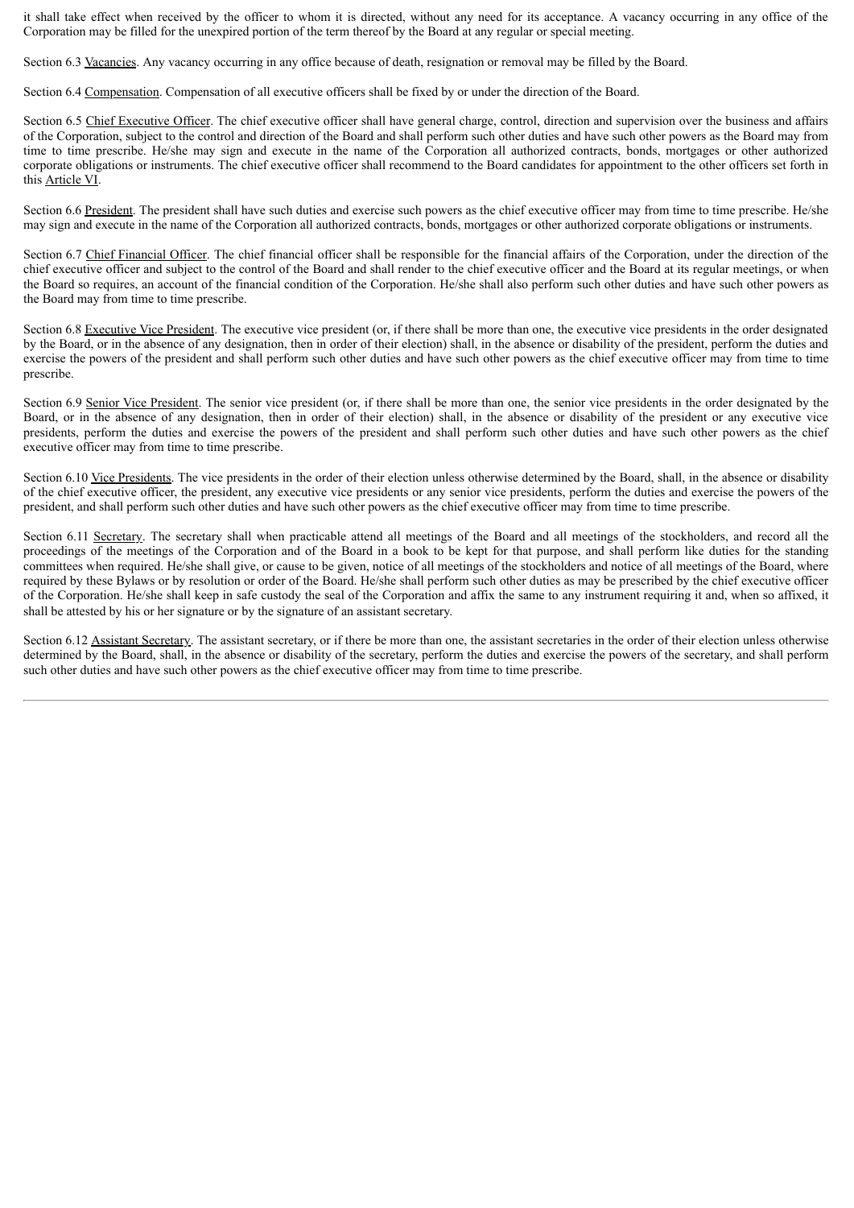it shall take effect when received by the officer to whom it is directed, without any need for its acceptance. A vacancy occurring in any office of the Corporation may be filled for the unexpired portion of the term thereof by the Board at any regular or special meeting.

Section 6.3 Vacancies. Any vacancy occurring in any office because of death, resignation or removal may be filled by the Board.

Section 6.4 Compensation. Compensation of all executive officers shall be fixed by or under the direction of the Board.

Section 6.5 Chief Executive Officer. The chief executive officer shall have general charge, control, direction and supervision over the business and affairs of the Corporation, subject to the control and direction of the Board and shall perform such other duties and have such other powers as the Board may from time to time prescribe. He/she may sign and execute in the name of the Corporation all authorized contracts, bonds, mortgages or other authorized corporate obligations or instruments. The chief executive officer shall recommend to the Board candidates for appointment to the other officers set forth in this Article VI.

Section 6.6 President. The president shall have such duties and exercise such powers as the chief executive officer may from time to time prescribe. He/she may sign and execute in the name of the Corporation all authorized contracts, bonds, mortgages or other authorized corporate obligations or instruments.

Section 6.7 Chief Financial Officer. The chief financial officer shall be responsible for the financial affairs of the Corporation, under the direction of the chief executive officer and subject to the control of the Board and shall render to the chief executive officer and the Board at its regular meetings, or when the Board so requires, an account of the financial condition of the Corporation. He/she shall also perform such other duties and have such other powers as the Board may from time to time prescribe.

Section 6.8 Executive Vice President. The executive vice president (or, if there shall be more than one, the executive vice presidents in the order designated by the Board, or in the absence of any designation, then in order of their election) shall, in the absence or disability of the president, perform the duties and exercise the powers of the president and shall perform such other duties and have such other powers as the chief executive officer may from time to time prescribe.

Section 6.9 Senior Vice President. The senior vice president (or, if there shall be more than one, the senior vice presidents in the order designated by the Board, or in the absence of any designation, then in order of their election) shall, in the absence or disability of the president or any executive vice presidents, perform the duties and exercise the powers of the president and shall perform such other duties and have such other powers as the chief executive officer may from time to time prescribe.

Section 6.10 Vice Presidents. The vice presidents in the order of their election unless otherwise determined by the Board, shall, in the absence or disability of the chief executive officer, the president, any executive vice presidents or any senior vice presidents, perform the duties and exercise the powers of the president, and shall perform such other duties and have such other powers as the chief executive officer may from time to time prescribe.

Section 6.11 Secretary. The secretary shall when practicable attend all meetings of the Board and all meetings of the stockholders, and record all the proceedings of the meetings of the Corporation and of the Board in a book to be kept for that purpose, and shall perform like duties for the standing committees when required. He/she shall give, or cause to be given, notice of all meetings of the stockholders and notice of all meetings of the Board, where required by these Bylaws or by resolution or order of the Board. He/she shall perform such other duties as may be prescribed by the chief executive officer of the Corporation. He/she shall keep in safe custody the seal of the Corporation and affix the same to any instrument requiring it and, when so affixed, it shall be attested by his or her signature or by the signature of an assistant secretary.

Section 6.12 Assistant Secretary. The assistant secretary, or if there be more than one, the assistant secretaries in the order of their election unless otherwise determined by the Board, shall, in the absence or disability of the secretary, perform the duties and exercise the powers of the secretary, and shall perform such other duties and have such other powers as the chief executive officer may from time to time prescribe.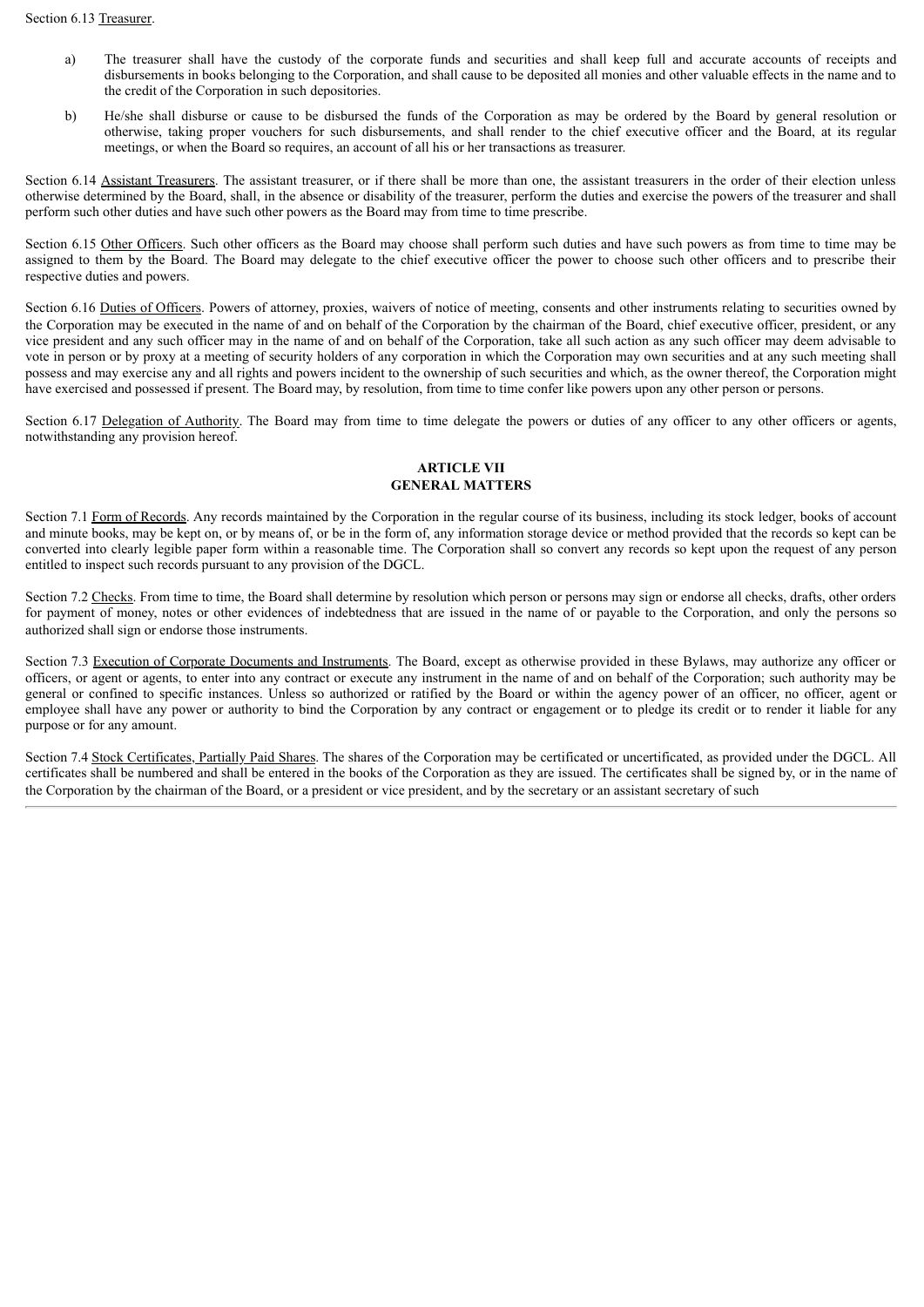Section 6.13 Treasurer.

a) The treasurer shall have the custody of the corporate funds and securities and shall keep full and accurate accounts of receipts and disbursements in books belonging to the Corporation, and shall cause to be deposited all monies and other valuable effects in the name and to the credit of the Corporation in such depositories.

b) He/she shall disburse or cause to be disbursed the funds of the Corporation as may be ordered by the Board by general resolution or otherwise, taking proper vouchers for such disbursements, and shall render to the chief executive officer and the Board, at its regular meetings, or when the Board so requires, an account of all his or her transactions as treasurer.

Section 6.14 Assistant Treasurers. The assistant treasurer, or if there shall be more than one, the assistant treasurers in the order of their election unless otherwise determined by the Board, shall, in the absence or disability of the treasurer, perform the duties and exercise the powers of the treasurer and shall perform such other duties and have such other powers as the Board may from time to time prescribe.

Section 6.15 Other Officers. Such other officers as the Board may choose shall perform such duties and have such powers as from time to time may be assigned to them by the Board. The Board may delegate to the chief executive officer the power to choose such other officers and to prescribe their respective duties and powers.

Section 6.16 Duties of Officers. Powers of attorney, proxies, waivers of notice of meeting, consents and other instruments relating to securities owned by the Corporation may be executed in the name of and on behalf of the Corporation by the chairman of the Board, chief executive officer, president, or any vice president and any such officer may in the name of and on behalf of the Corporation, take all such action as any such officer may deem advisable to vote in person or by proxy at a meeting of security holders of any corporation in which the Corporation may own securities and at any such meeting shall possess and may exercise any and all rights and powers incident to the ownership of such securities and which, as the owner thereof, the Corporation might have exercised and possessed if present. The Board may, by resolution, from time to time confer like powers upon any other person or persons.

Section 6.17 Delegation of Authority. The Board may from time to time delegate the powers or duties of any officer to any other officers or agents, notwithstanding any provision hereof.

## ARTICLE VII
## GENERAL MATTERS

Section 7.1 Form of Records. Any records maintained by the Corporation in the regular course of its business, including its stock ledger, books of account and minute books, may be kept on, or by means of, or be in the form of, any information storage device or method provided that the records so kept can be converted into clearly legible paper form within a reasonable time. The Corporation shall so convert any records so kept upon the request of any person entitled to inspect such records pursuant to any provision of the DGCL.

Section 7.2 Checks. From time to time, the Board shall determine by resolution which person or persons may sign or endorse all checks, drafts, other orders for payment of money, notes or other evidences of indebtedness that are issued in the name of or payable to the Corporation, and only the persons so authorized shall sign or endorse those instruments.

Section 7.3 Execution of Corporate Documents and Instruments. The Board, except as otherwise provided in these Bylaws, may authorize any officer or officers, or agent or agents, to enter into any contract or execute any instrument in the name of and on behalf of the Corporation; such authority may be general or confined to specific instances. Unless so authorized or ratified by the Board or within the agency power of an officer, no officer, agent or employee shall have any power or authority to bind the Corporation by any contract or engagement or to pledge its credit or to render it liable for any purpose or for any amount.

Section 7.4 Stock Certificates, Partially Paid Shares. The shares of the Corporation may be certificated or uncertificated, as provided under the DGCL. All certificates shall be numbered and shall be entered in the books of the Corporation as they are issued. The certificates shall be signed by, or in the name of the Corporation by the chairman of the Board, or a president or vice president, and by the secretary or an assistant secretary of such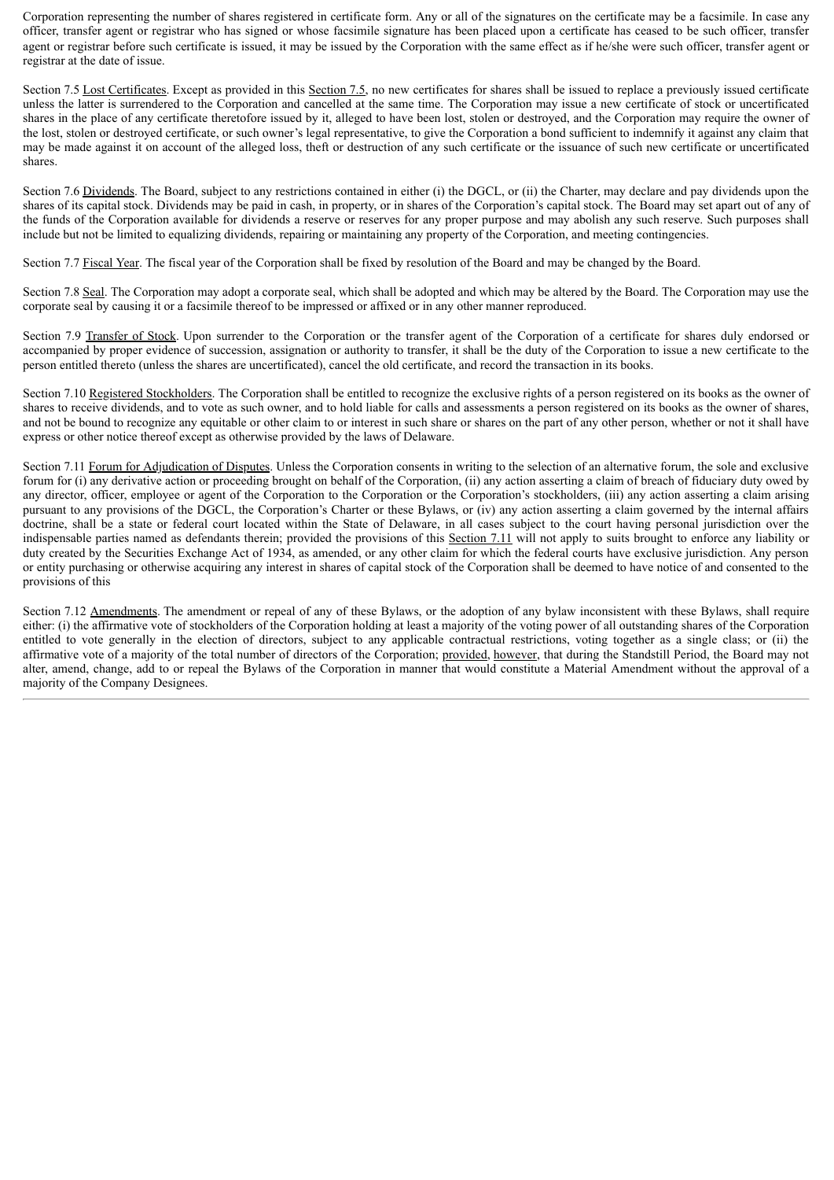Corporation representing the number of shares registered in certificate form. Any or all of the signatures on the certificate may be a facsimile. In case any officer, transfer agent or registrar who has signed or whose facsimile signature has been placed upon a certificate has ceased to be such officer, transfer agent or registrar before such certificate is issued, it may be issued by the Corporation with the same effect as if he/she were such officer, transfer agent or registrar at the date of issue.

Section 7.5 Lost Certificates. Except as provided in this Section 7.5, no new certificates for shares shall be issued to replace a previously issued certificate unless the latter is surrendered to the Corporation and cancelled at the same time. The Corporation may issue a new certificate of stock or uncertificated shares in the place of any certificate theretofore issued by it, alleged to have been lost, stolen or destroyed, and the Corporation may require the owner of the lost, stolen or destroyed certificate, or such owner's legal representative, to give the Corporation a bond sufficient to indemnify it against any claim that may be made against it on account of the alleged loss, theft or destruction of any such certificate or the issuance of such new certificate or uncertificated shares.

Section 7.6 Dividends. The Board, subject to any restrictions contained in either (i) the DGCL, or (ii) the Charter, may declare and pay dividends upon the shares of its capital stock. Dividends may be paid in cash, in property, or in shares of the Corporation's capital stock. The Board may set apart out of any of the funds of the Corporation available for dividends a reserve or reserves for any proper purpose and may abolish any such reserve. Such purposes shall include but not be limited to equalizing dividends, repairing or maintaining any property of the Corporation, and meeting contingencies.

Section 7.7 Fiscal Year. The fiscal year of the Corporation shall be fixed by resolution of the Board and may be changed by the Board.

Section 7.8 Seal. The Corporation may adopt a corporate seal, which shall be adopted and which may be altered by the Board. The Corporation may use the corporate seal by causing it or a facsimile thereof to be impressed or affixed or in any other manner reproduced.

Section 7.9 Transfer of Stock. Upon surrender to the Corporation or the transfer agent of the Corporation of a certificate for shares duly endorsed or accompanied by proper evidence of succession, assignation or authority to transfer, it shall be the duty of the Corporation to issue a new certificate to the person entitled thereto (unless the shares are uncertificated), cancel the old certificate, and record the transaction in its books.

Section 7.10 Registered Stockholders. The Corporation shall be entitled to recognize the exclusive rights of a person registered on its books as the owner of shares to receive dividends, and to vote as such owner, and to hold liable for calls and assessments a person registered on its books as the owner of shares, and not be bound to recognize any equitable or other claim to or interest in such share or shares on the part of any other person, whether or not it shall have express or other notice thereof except as otherwise provided by the laws of Delaware.

Section 7.11 Forum for Adjudication of Disputes. Unless the Corporation consents in writing to the selection of an alternative forum, the sole and exclusive forum for (i) any derivative action or proceeding brought on behalf of the Corporation, (ii) any action asserting a claim of breach of fiduciary duty owed by any director, officer, employee or agent of the Corporation to the Corporation or the Corporation's stockholders, (iii) any action asserting a claim arising pursuant to any provisions of the DGCL, the Corporation's Charter or these Bylaws, or (iv) any action asserting a claim governed by the internal affairs doctrine, shall be a state or federal court located within the State of Delaware, in all cases subject to the court having personal jurisdiction over the indispensable parties named as defendants therein; provided the provisions of this Section 7.11 will not apply to suits brought to enforce any liability or duty created by the Securities Exchange Act of 1934, as amended, or any other claim for which the federal courts have exclusive jurisdiction. Any person or entity purchasing or otherwise acquiring any interest in shares of capital stock of the Corporation shall be deemed to have notice of and consented to the provisions of this

Section 7.12 Amendments. The amendment or repeal of any of these Bylaws, or the adoption of any bylaw inconsistent with these Bylaws, shall require either: (i) the affirmative vote of stockholders of the Corporation holding at least a majority of the voting power of all outstanding shares of the Corporation entitled to vote generally in the election of directors, subject to any applicable contractual restrictions, voting together as a single class; or (ii) the affirmative vote of a majority of the total number of directors of the Corporation; provided, however, that during the Standstill Period, the Board may not alter, amend, change, add to or repeal the Bylaws of the Corporation in manner that would constitute a Material Amendment without the approval of a majority of the Company Designees.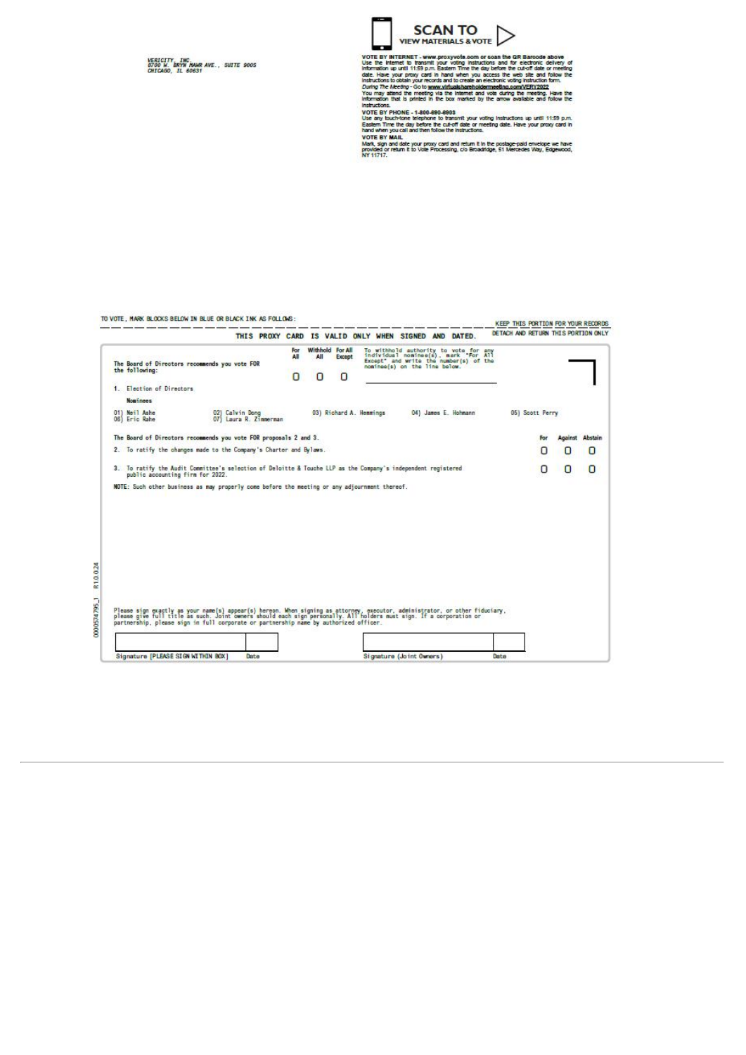VERICITY, INC.
8700 W. BRYN MAWR AVE., SUITE 900S
CHICAGO, IL 60631

**SCAN TO VIEW MATERIALS & VOTE**

**VOTE BY INTERNET - www.proxyvote.com or scan the QR Barcode above**
Use the Internet to transmit your voting instructions and for electronic delivery of information up until 11:59 p.m. Eastern Time the day before the cut-off date or meeting date. Have your proxy card in hand when you access the web site and follow the instructions to obtain your records and to create an electronic voting instruction form.

*During The Meeting* - Go to www.virtualshareholdermeeting.com/VERY2022
You may attend the meeting via the Internet and vote during the meeting. Have the information that is printed in the box marked by the arrow available and follow the instructions.

**VOTE BY PHONE - 1-800-690-6903**
Use any touch-tone telephone to transmit your voting instructions up until 11:59 p.m. Eastern Time the day before the cut-off date or meeting date. Have your proxy card in hand when you call and then follow the instructions.

**VOTE BY MAIL**
Mark, sign and date your proxy card and return it in the postage-paid envelope we have provided or return it to Vote Processing, c/o Broadridge, 51 Mercedes Way, Edgewood, NY 11717.

TO VOTE, MARK BLOCKS BELOW IN BLUE OR BLACK INK AS FOLLOWS:

KEEP THIS PORTION FOR YOUR RECORDS

**THIS PROXY CARD IS VALID ONLY WHEN SIGNED AND DATED.**

DETACH AND RETURN THIS PORTION ONLY

The Board of Directors recommends you vote FOR the following:

| | For All | Withhold All | For All Except |
|---|---|---|---|
| 1. Election of Directors | O | O | O |

To withhold authority to vote for any individual nominee(s), mark "For All Except" and write the number(s) of the nominee(s) on the line below.

Nominees

01) Neil Ashe
02) Calvin Dong
03) Richard A. Hemmings
04) James E. Hohmann
05) Scott Perry
06) Eric Rahe
07) Laura R. Zimmerman

The Board of Directors recommends you vote FOR proposals 2 and 3.

| | For | Against | Abstain |
|---|---|---|---|
| 2. To ratify the changes made to the Company's Charter and Bylaws. | O | O | O |
| 3. To ratify the Audit Committee's selection of Deloitte & Touche LLP as the Company's independent registered public accounting firm for 2022. | O | O | O |

NOTE: Such other business as may properly come before the meeting or any adjournment thereof.

Please sign exactly as your name(s) appear(s) hereon. When signing as attorney, executor, administrator, or other fiduciary, please give full title as such. Joint owners should each sign personally. All holders must sign. If a corporation or partnership, please sign in full corporate or partnership name by authorized officer.

| Signature [PLEASE SIGN WITHIN BOX] | Date | Signature (Joint Owners) | Date |
|---|---|---|---|
| | | | |

0000574795_1 R1.0.0.24